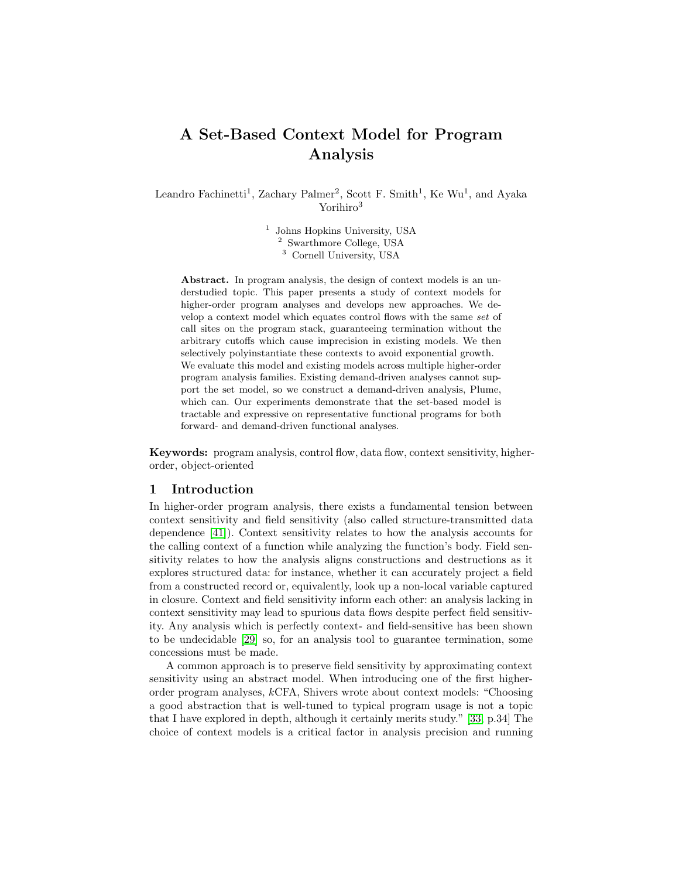# A Set-Based Context Model for Program Analysis

Leandro Fachinetti[1], Zachary Palmer[2], Scott F. Smith[1], Ke Wu[1], and Ayaka Yorihiro[3]

[1] Johns Hopkins University, USA
[2] Swarthmore College, USA
[3] Cornell University, USA

**Abstract.** In program analysis, the design of context models is an understudied topic. This paper presents a study of context models for higher-order program analyses and develops new approaches. We develop a context model which equates control flows with the same *set* of call sites on the program stack, guaranteeing termination without the arbitrary cutoffs which cause imprecision in existing models. We then selectively polyinstantiate these contexts to avoid exponential growth. We evaluate this model and existing models across multiple higher-order program analysis families. Existing demand-driven analyses cannot support the set model, so we construct a demand-driven analysis, Plume, which can. Our experiments demonstrate that the set-based model is tractable and expressive on representative functional programs for both forward- and demand-driven functional analyses.

**Keywords:** program analysis, control flow, data flow, context sensitivity, higher-order, object-oriented

## 1 Introduction

In higher-order program analysis, there exists a fundamental tension between context sensitivity and field sensitivity (also called structure-transmitted data dependence [41]). Context sensitivity relates to how the analysis accounts for the calling context of a function while analyzing the function's body. Field sensitivity relates to how the analysis aligns constructions and destructions as it explores structured data: for instance, whether it can accurately project a field from a constructed record or, equivalently, look up a non-local variable captured in closure. Context and field sensitivity inform each other: an analysis lacking in context sensitivity may lead to spurious data flows despite perfect field sensitivity. Any analysis which is perfectly context- and field-sensitive has been shown to be undecidable [29] so, for an analysis tool to guarantee termination, some concessions must be made.

A common approach is to preserve field sensitivity by approximating context sensitivity using an abstract model. When introducing one of the first higher-order program analyses, $k$CFA, Shivers wrote about context models: "Choosing a good abstraction that is well-tuned to typical program usage is not a topic that I have explored in depth, although it certainly merits study." [33, p.34] The choice of context models is a critical factor in analysis precision and running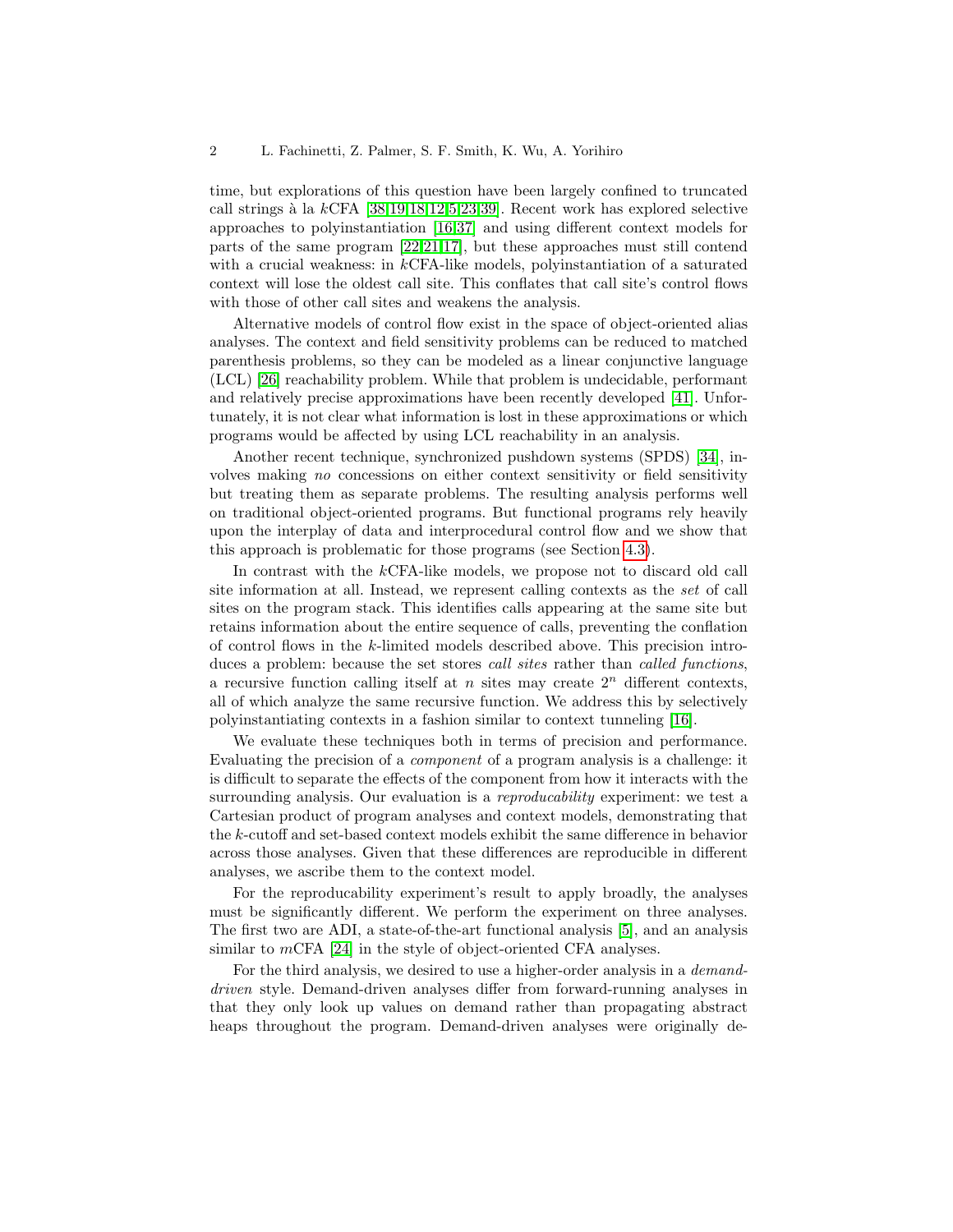time, but explorations of this question have been largely confined to truncated call strings à la $k$CFA [38,19,18,12,5,23,39]. Recent work has explored selective approaches to polyinstantiation [16,37] and using different context models for parts of the same program [22,21,17], but these approaches must still contend with a crucial weakness: in $k$CFA-like models, polyinstantiation of a saturated context will lose the oldest call site. This conflates that call site's control flows with those of other call sites and weakens the analysis.

Alternative models of control flow exist in the space of object-oriented alias analyses. The context and field sensitivity problems can be reduced to matched parenthesis problems, so they can be modeled as a linear conjunctive language (LCL) [26] reachability problem. While that problem is undecidable, performant and relatively precise approximations have been recently developed [41]. Unfortunately, it is not clear what information is lost in these approximations or which programs would be affected by using LCL reachability in an analysis.

Another recent technique, synchronized pushdown systems (SPDS) [34], involves making *no* concessions on either context sensitivity or field sensitivity but treating them as separate problems. The resulting analysis performs well on traditional object-oriented programs. But functional programs rely heavily upon the interplay of data and interprocedural control flow and we show that this approach is problematic for those programs (see Section 4.3).

In contrast with the $k$CFA-like models, we propose not to discard old call site information at all. Instead, we represent calling contexts as the *set* of call sites on the program stack. This identifies calls appearing at the same site but retains information about the entire sequence of calls, preventing the conflation of control flows in the $k$-limited models described above. This precision introduces a problem: because the set stores *call sites* rather than *called functions*, a recursive function calling itself at $n$ sites may create $2^n$ different contexts, all of which analyze the same recursive function. We address this by selectively polyinstantiating contexts in a fashion similar to context tunneling [16].

We evaluate these techniques both in terms of precision and performance. Evaluating the precision of a *component* of a program analysis is a challenge: it is difficult to separate the effects of the component from how it interacts with the surrounding analysis. Our evaluation is a *reproducability* experiment: we test a Cartesian product of program analyses and context models, demonstrating that the $k$-cutoff and set-based context models exhibit the same difference in behavior across those analyses. Given that these differences are reproducible in different analyses, we ascribe them to the context model.

For the reproducability experiment's result to apply broadly, the analyses must be significantly different. We perform the experiment on three analyses. The first two are ADI, a state-of-the-art functional analysis [5], and an analysis similar to $m$CFA [24] in the style of object-oriented CFA analyses.

For the third analysis, we desired to use a higher-order analysis in a *demand-driven* style. Demand-driven analyses differ from forward-running analyses in that they only look up values on demand rather than propagating abstract heaps throughout the program. Demand-driven analyses were originally de-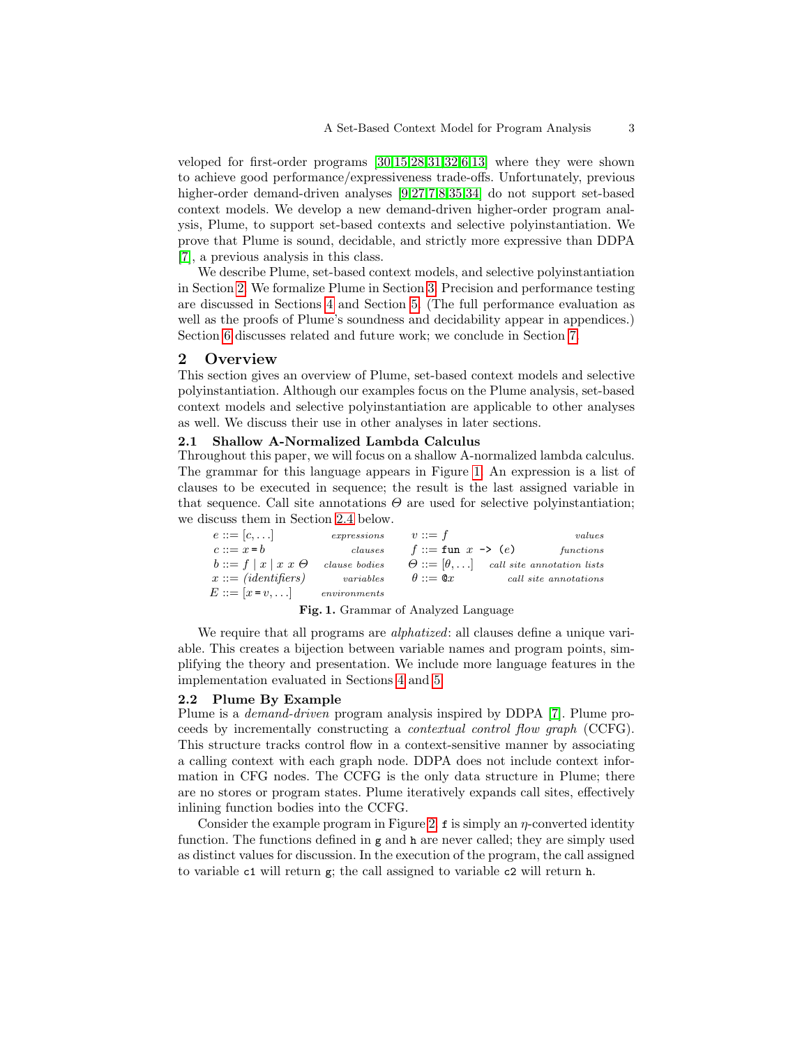veloped for first-order programs [30,15,28,31,32,6,13] where they were shown to achieve good performance/expressiveness trade-offs. Unfortunately, previous higher-order demand-driven analyses [9,27,7,8,35,34] do not support set-based context models. We develop a new demand-driven higher-order program analysis, Plume, to support set-based contexts and selective polyinstantiation. We prove that Plume is sound, decidable, and strictly more expressive than DDPA [7], a previous analysis in this class.

We describe Plume, set-based context models, and selective polyinstantiation in Section 2. We formalize Plume in Section 3. Precision and performance testing are discussed in Sections 4 and Section 5. (The full performance evaluation as well as the proofs of Plume's soundness and decidability appear in appendices.) Section 6 discusses related and future work; we conclude in Section 7.

## 2 Overview

This section gives an overview of Plume, set-based context models and selective polyinstantiation. Although our examples focus on the Plume analysis, set-based context models and selective polyinstantiation are applicable to other analyses as well. We discuss their use in other analyses in later sections.

### 2.1 Shallow A-Normalized Lambda Calculus

Throughout this paper, we will focus on a shallow A-normalized lambda calculus. The grammar for this language appears in Figure 1. An expression is a list of clauses to be executed in sequence; the result is the last assigned variable in that sequence. Call site annotations $\Theta$ are used for selective polyinstantiation; we discuss them in Section 2.4 below.

| | | | | |
|---|---|---|---|---|
| $e ::= [c, \ldots]$ | *expressions* | | $v ::= f$ | *values* |
| $c ::= x = b$ | *clauses* | | $f ::= \texttt{fun}\ x\ \texttt{->}\ (e)$ | *functions* |
| $b ::= f \mid x \mid x\ x\ \Theta$ | *clause bodies* | | $\Theta ::= [\theta, \ldots]$ | *call site annotation lists* |
| $x ::=$ *(identifiers)* | *variables* | | $\theta ::= \texttt{@}x$ | *call site annotations* |
| $E ::= [x = v, \ldots]$ | *environments* | | | |

**Fig. 1.** Grammar of Analyzed Language

We require that all programs are *alphatized*: all clauses define a unique variable. This creates a bijection between variable names and program points, simplifying the theory and presentation. We include more language features in the implementation evaluated in Sections 4 and 5.

### 2.2 Plume By Example

Plume is a *demand-driven* program analysis inspired by DDPA [7]. Plume proceeds by incrementally constructing a *contextual control flow graph* (CCFG). This structure tracks control flow in a context-sensitive manner by associating a calling context with each graph node. DDPA does not include context information in CFG nodes. The CCFG is the only data structure in Plume; there are no stores or program states. Plume iteratively expands call sites, effectively inlining function bodies into the CCFG.

Consider the example program in Figure 2. `f` is simply an $\eta$-converted identity function. The functions defined in `g` and `h` are never called; they are simply used as distinct values for discussion. In the execution of the program, the call assigned to variable `c1` will return `g`; the call assigned to variable `c2` will return `h`.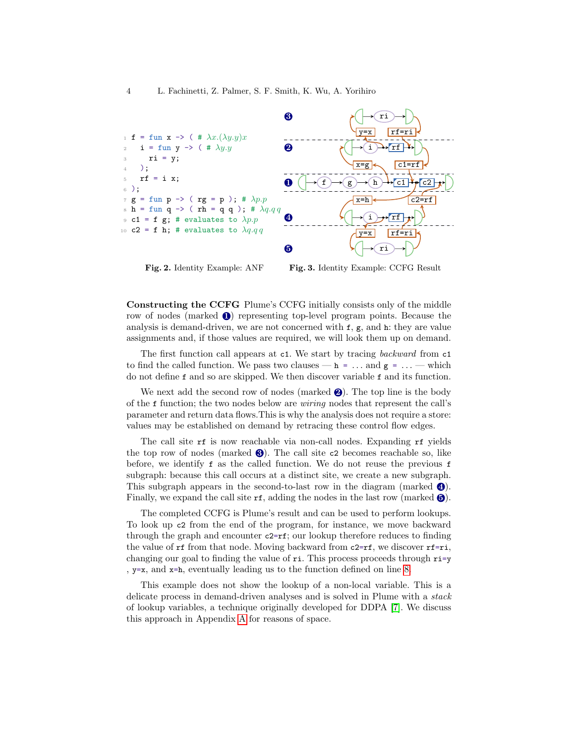```
1 f = fun x -> ( # λx.(λy.y)x
2   i = fun y -> ( # λy.y
3     ri = y;
4   );
5   rf = i x;
6 );
7 g = fun p -> ( rg = p ); # λp.p
8 h = fun q -> ( rh = q q ); # λq.q q
9 c1 = f g; # evaluates to λp.p
10 c2 = f h; # evaluates to λq.q q
```

**Fig. 2.** Identity Example: ANF

**Fig. 3.** Identity Example: CCFG Result

**Constructing the CCFG** Plume's CCFG initially consists only of the middle row of nodes (marked ❶) representing top-level program points. Because the analysis is demand-driven, we are not concerned with `f`, `g`, and `h`: they are value assignments and, if those values are required, we will look them up on demand.

The first function call appears at `c1`. We start by tracing *backward* from `c1` to find the called function. We pass two clauses — `h = ...` and `g = ...` — which do not define `f` and so are skipped. We then discover variable `f` and its function.

We next add the second row of nodes (marked ❷). The top line is the body of the `f` function; the two nodes below are *wiring* nodes that represent the call's parameter and return data flows.This is why the analysis does not require a store: values may be established on demand by retracing these control flow edges.

The call site `rf` is now reachable via non-call nodes. Expanding `rf` yields the top row of nodes (marked ❸). The call site `c2` becomes reachable so, like before, we identify `f` as the called function. We do not reuse the previous `f` subgraph: because this call occurs at a distinct site, we create a new subgraph. This subgraph appears in the second-to-last row in the diagram (marked ❹). Finally, we expand the call site `rf`, adding the nodes in the last row (marked ❺).

The completed CCFG is Plume's result and can be used to perform lookups. To look up `c2` from the end of the program, for instance, we move backward through the graph and encounter `c2=rf`; our lookup therefore reduces to finding the value of `rf` from that node. Moving backward from `c2=rf`, we discover `rf=ri`, changing our goal to finding the value of `ri`. This process proceeds through `ri=y` , `y=x`, and `x=h`, eventually leading us to the function defined on line 8.

This example does not show the lookup of a non-local variable. This is a delicate process in demand-driven analyses and is solved in Plume with a *stack* of lookup variables, a technique originally developed for DDPA [7]. We discuss this approach in Appendix A for reasons of space.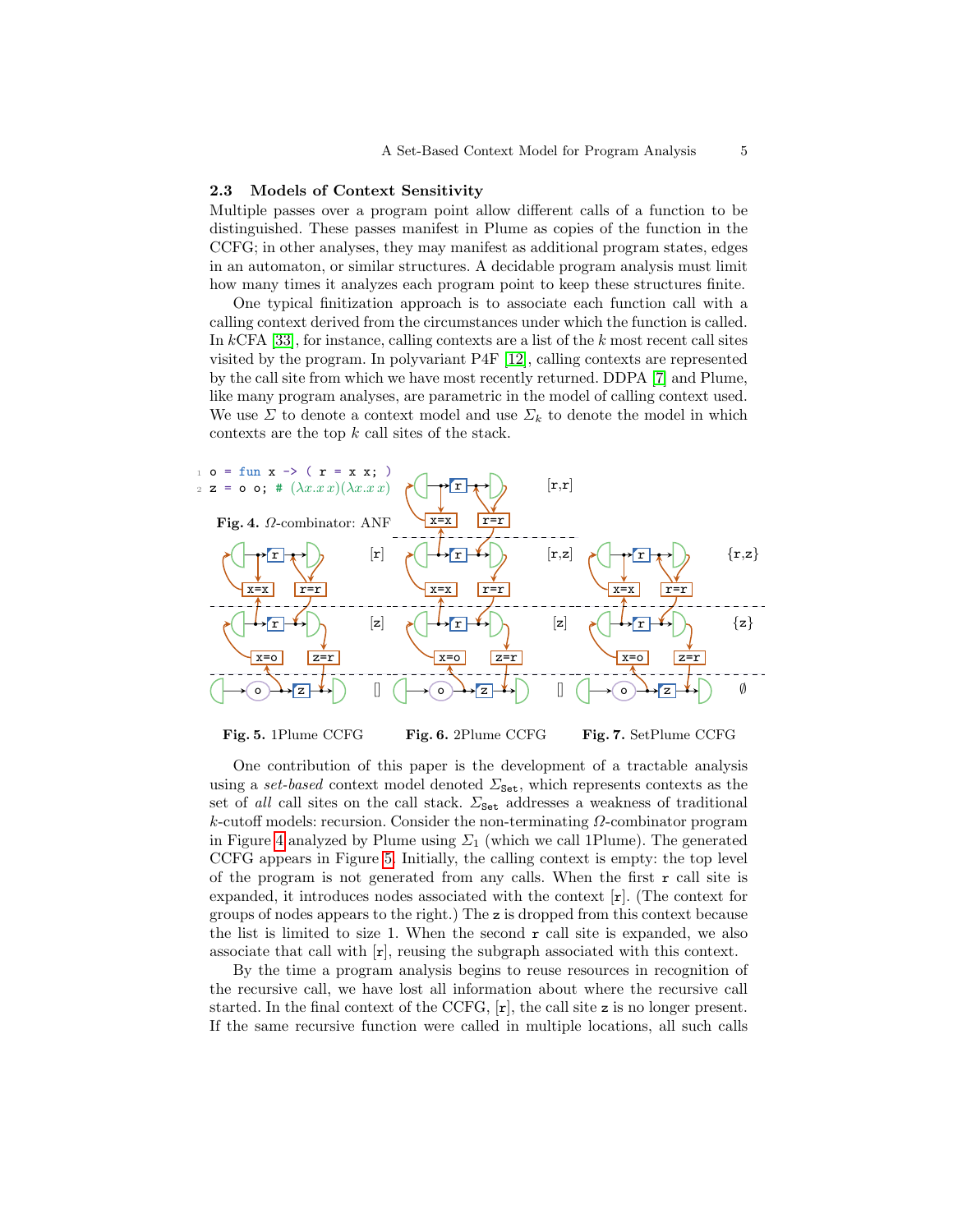### 2.3 Models of Context Sensitivity

Multiple passes over a program point allow different calls of a function to be distinguished. These passes manifest in Plume as copies of the function in the CCFG; in other analyses, they may manifest as additional program states, edges in an automaton, or similar structures. A decidable program analysis must limit how many times it analyzes each program point to keep these structures finite.

One typical finitization approach is to associate each function call with a calling context derived from the circumstances under which the function is called. In $k$CFA [33], for instance, calling contexts are a list of the $k$ most recent call sites visited by the program. In polyvariant P4F [12], calling contexts are represented by the call site from which we have most recently returned. DDPA [7] and Plume, like many program analyses, are parametric in the model of calling context used. We use $\Sigma$ to denote a context model and use $\Sigma_k$ to denote the model in which contexts are the top $k$ call sites of the stack.

```
1 o = fun x -> ( r = x x; )
2 z = o o; # (λx.x x)(λx.x x)
```

**Fig. 4.** $\Omega$-combinator: ANF

[r]

[z]

[]

[r,r]

[r,z]

[z]

[]

{r,z}

{z}

∅

**Fig. 5.** 1Plume CCFG **Fig. 6.** 2Plume CCFG **Fig. 7.** SetPlume CCFG

One contribution of this paper is the development of a tractable analysis using a *set-based* context model denoted $\Sigma_{\texttt{Set}}$, which represents contexts as the set of *all* call sites on the call stack. $\Sigma_{\texttt{Set}}$ addresses a weakness of traditional $k$-cutoff models: recursion. Consider the non-terminating $\Omega$-combinator program in Figure 4 analyzed by Plume using $\Sigma_1$ (which we call 1Plume). The generated CCFG appears in Figure 5. Initially, the calling context is empty: the top level of the program is not generated from any calls. When the first `r` call site is expanded, it introduces nodes associated with the context [`r`]. (The context for groups of nodes appears to the right.) The `z` is dropped from this context because the list is limited to size 1. When the second `r` call site is expanded, we also associate that call with [`r`], reusing the subgraph associated with this context.

By the time a program analysis begins to reuse resources in recognition of the recursive call, we have lost all information about where the recursive call started. In the final context of the CCFG, [`r`], the call site `z` is no longer present. If the same recursive function were called in multiple locations, all such calls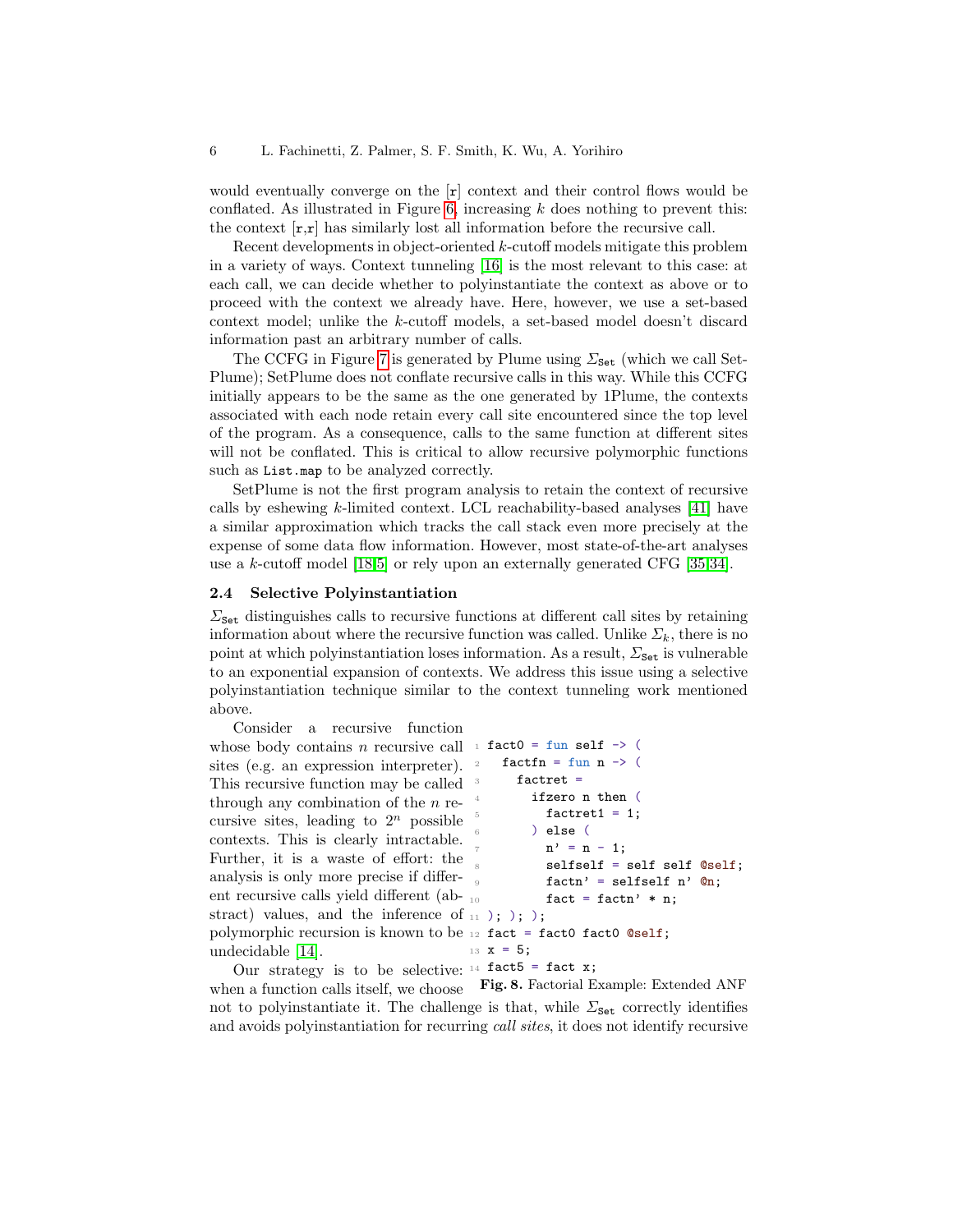would eventually converge on the [r] context and their control flows would be conflated. As illustrated in Figure 6, increasing $k$ does nothing to prevent this: the context [r,r] has similarly lost all information before the recursive call.

Recent developments in object-oriented $k$-cutoff models mitigate this problem in a variety of ways. Context tunneling [16] is the most relevant to this case: at each call, we can decide whether to polyinstantiate the context as above or to proceed with the context we already have. Here, however, we use a set-based context model; unlike the $k$-cutoff models, a set-based model doesn't discard information past an arbitrary number of calls.

The CCFG in Figure 7 is generated by Plume using $\Sigma_{\texttt{Set}}$ (which we call SetPlume); SetPlume does not conflate recursive calls in this way. While this CCFG initially appears to be the same as the one generated by 1Plume, the contexts associated with each node retain every call site encountered since the top level of the program. As a consequence, calls to the same function at different sites will not be conflated. This is critical to allow recursive polymorphic functions such as `List.map` to be analyzed correctly.

SetPlume is not the first program analysis to retain the context of recursive calls by eshewing $k$-limited context. LCL reachability-based analyses [41] have a similar approximation which tracks the call stack even more precisely at the expense of some data flow information. However, most state-of-the-art analyses use a $k$-cutoff model [18,5] or rely upon an externally generated CFG [35,34].

### 2.4 Selective Polyinstantiation

$\Sigma_{\texttt{Set}}$ distinguishes calls to recursive functions at different call sites by retaining information about where the recursive function was called. Unlike $\Sigma_k$, there is no point at which polyinstantiation loses information. As a result, $\Sigma_{\texttt{Set}}$ is vulnerable to an exponential expansion of contexts. We address this issue using a selective polyinstantiation technique similar to the context tunneling work mentioned above.

Consider a recursive function whose body contains $n$ recursive call sites (e.g. an expression interpreter). This recursive function may be called through any combination of the $n$ recursive sites, leading to $2^n$ possible contexts. This is clearly intractable. Further, it is a waste of effort: the analysis is only more precise if different recursive calls yield different (abstract) values, and the inference of polymorphic recursion is known to be undecidable [14].

```
1  fact0 = fun self -> (
2    factfn = fun n -> (
3      factret =
4        ifzero n then (
5          factret1 = 1;
6        ) else (
7          n' = n - 1;
8          selfself = self self @self;
9          factn' = selfself n' @n;
10         fact = factn' * n;
11 ); ); );
12 fact = fact0 fact0 @self;
13 x = 5;
14 fact5 = fact x;
```

**Fig. 8.** Factorial Example: Extended ANF

Our strategy is to be selective: when a function calls itself, we choose not to polyinstantiate it. The challenge is that, while $\Sigma_{\texttt{Set}}$ correctly identifies and avoids polyinstantiation for recurring *call sites*, it does not identify recursive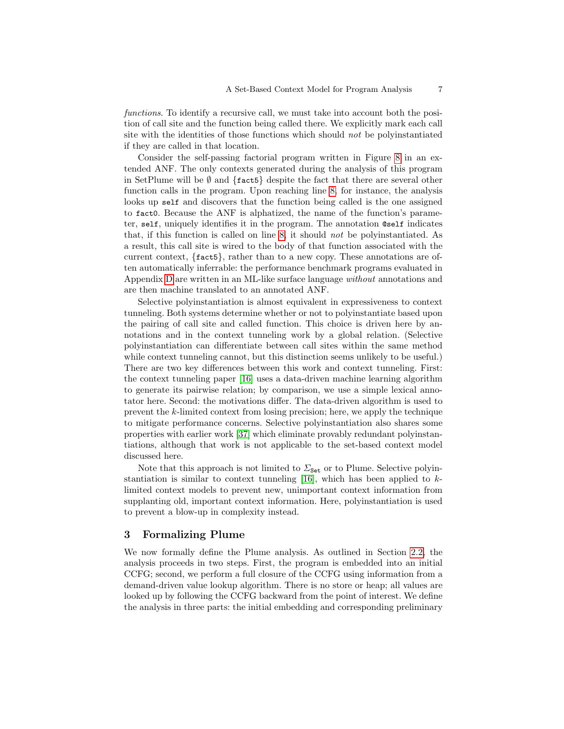*functions*. To identify a recursive call, we must take into account both the position of call site and the function being called there. We explicitly mark each call site with the identities of those functions which should *not* be polyinstantiated if they are called in that location.

Consider the self-passing factorial program written in Figure 8 in an extended ANF. The only contexts generated during the analysis of this program in SetPlume will be $\emptyset$ and $\{$`fact5`$\}$ despite the fact that there are several other function calls in the program. Upon reaching line 8, for instance, the analysis looks up `self` and discovers that the function being called is the one assigned to `fact0`. Because the ANF is alphatized, the name of the function's parameter, `self`, uniquely identifies it in the program. The annotation `@self` indicates that, if this function is called on line 8, it should *not* be polyinstantiated. As a result, this call site is wired to the body of that function associated with the current context, $\{$`fact5`$\}$, rather than to a new copy. These annotations are often automatically inferrable: the performance benchmark programs evaluated in Appendix D are written in an ML-like surface language *without* annotations and are then machine translated to an annotated ANF.

Selective polyinstantiation is almost equivalent in expressiveness to context tunneling. Both systems determine whether or not to polyinstantiate based upon the pairing of call site and called function. This choice is driven here by annotations and in the context tunneling work by a global relation. (Selective polyinstantiation can differentiate between call sites within the same method while context tunneling cannot, but this distinction seems unlikely to be useful.) There are two key differences between this work and context tunneling. First: the context tunneling paper [16] uses a data-driven machine learning algorithm to generate its pairwise relation; by comparison, we use a simple lexical annotator here. Second: the motivations differ. The data-driven algorithm is used to prevent the $k$-limited context from losing precision; here, we apply the technique to mitigate performance concerns. Selective polyinstantiation also shares some properties with earlier work [37] which eliminate provably redundant polyinstantiations, although that work is not applicable to the set-based context model discussed here.

Note that this approach is not limited to $\Sigma_{\texttt{Set}}$ or to Plume. Selective polyinstantiation is similar to context tunneling [16], which has been applied to $k$-limited context models to prevent new, unimportant context information from supplanting old, important context information. Here, polyinstantiation is used to prevent a blow-up in complexity instead.

## 3 Formalizing Plume

We now formally define the Plume analysis. As outlined in Section 2.2, the analysis proceeds in two steps. First, the program is embedded into an initial CCFG; second, we perform a full closure of the CCFG using information from a demand-driven value lookup algorithm. There is no store or heap; all values are looked up by following the CCFG backward from the point of interest. We define the analysis in three parts: the initial embedding and corresponding preliminary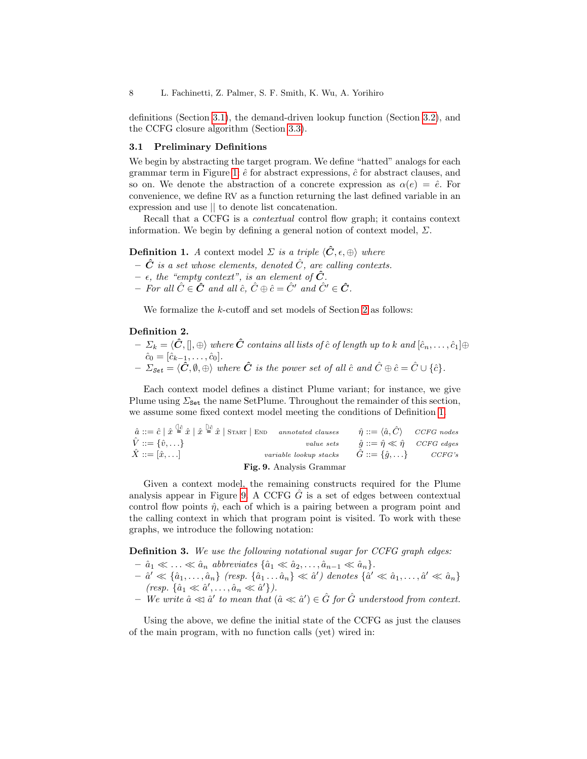definitions (Section 3.1), the demand-driven lookup function (Section 3.2), and the CCFG closure algorithm (Section 3.3).

### 3.1 Preliminary Definitions

We begin by abstracting the target program. We define "hatted" analogs for each grammar term in Figure 1: $\hat{e}$ for abstract expressions, $\hat{c}$ for abstract clauses, and so on. We denote the abstraction of a concrete expression as $\alpha(e) = \hat{e}$. For convenience, we define RV as a function returning the last defined variable in an expression and use $||$ to denote list concatenation.

Recall that a CCFG is a *contextual* control flow graph; it contains context information. We begin by defining a general notion of context model, $\Sigma$.

**Definition 1.** *A context model $\Sigma$ is a triple $\langle \hat{\boldsymbol{C}}, \epsilon, \oplus \rangle$ where*
- *$\hat{\boldsymbol{C}}$ is a set whose elements, denoted $\hat{C}$, are calling contexts.*
- *$\epsilon$, the "empty context", is an element of $\hat{\boldsymbol{C}}$.*
- *For all $\hat{C} \in \hat{\boldsymbol{C}}$ and all $\hat{c}$, $\hat{C} \oplus \hat{c} = \hat{C}'$ and $\hat{C}' \in \hat{\boldsymbol{C}}$.*

We formalize the $k$-cutoff and set models of Section 2 as follows:

**Definition 2.**
- *$\Sigma_k = \langle \hat{\boldsymbol{C}}, [], \oplus \rangle$ where $\hat{\boldsymbol{C}}$ contains all lists of $\hat{c}$ of length up to $k$ and $[\hat{c}_n, \ldots, \hat{c}_1] \oplus \hat{c}_0 = [\hat{c}_{k-1}, \ldots, \hat{c}_0]$.*
- *$\Sigma_{\texttt{Set}} = \langle \hat{\boldsymbol{C}}, \emptyset, \oplus \rangle$ where $\hat{\boldsymbol{C}}$ is the power set of all $\hat{c}$ and $\hat{C} \oplus \hat{c} = \hat{C} \cup \{\hat{c}\}$.*

Each context model defines a distinct Plume variant; for instance, we give Plume using $\Sigma_{\texttt{Set}}$ the name SetPlume. Throughout the remainder of this section, we assume some fixed context model meeting the conditions of Definition 1.

$$
\begin{array}{llll}
\hat{a} ::= \hat{c} \mid \hat{x} \overset{\lbrack\!\!\!\hat{c}}{=} \hat{x} \mid \hat{x} \overset{\rbrack\!\!\!\hat{c}}{=} \hat{x} \mid \textsc{Start} \mid \textsc{End} & \textit{annotated clauses} & \hat{\eta} ::= \langle \hat{a}, \hat{C} \rangle & \textit{CCFG nodes} \\
\hat{V} ::= \{\hat{v}, \ldots\} & \textit{value sets} & \hat{g} ::= \hat{\eta} \ll \hat{\eta} & \textit{CCFG edges} \\
\hat{X} ::= [\hat{x}, \ldots] & \textit{variable lookup stacks} & \hat{G} ::= \{\hat{g}, \ldots\} & \textit{CCFG's}
\end{array}
$$

**Fig. 9.** Analysis Grammar

Given a context model, the remaining constructs required for the Plume analysis appear in Figure 9. A CCFG $\hat{G}$ is a set of edges between contextual control flow points $\hat{\eta}$, each of which is a pairing between a program point and the calling context in which that program point is visited. To work with these graphs, we introduce the following notation:

**Definition 3.** *We use the following notational sugar for CCFG graph edges:*
- *$\hat{a}_1 \ll \ldots \ll \hat{a}_n$ abbreviates $\{\hat{a}_1 \ll \hat{a}_2, \ldots, \hat{a}_{n-1} \ll \hat{a}_n\}$.*
- *$\hat{a}' \ll \{\hat{a}_1, \ldots, \hat{a}_n\}$ (resp. $\{\hat{a}_1 \ldots \hat{a}_n\} \ll \hat{a}'$) denotes $\{\hat{a}' \ll \hat{a}_1, \ldots, \hat{a}' \ll \hat{a}_n\}$ (resp. $\{\hat{a}_1 \ll \hat{a}', \ldots, \hat{a}_n \ll \hat{a}'\}$).*
- *We write $\hat{a} \lll \hat{a}'$ to mean that $(\hat{a} \ll \hat{a}') \in \hat{G}$ for $\hat{G}$ understood from context.*

Using the above, we define the initial state of the CCFG as just the clauses of the main program, with no function calls (yet) wired in: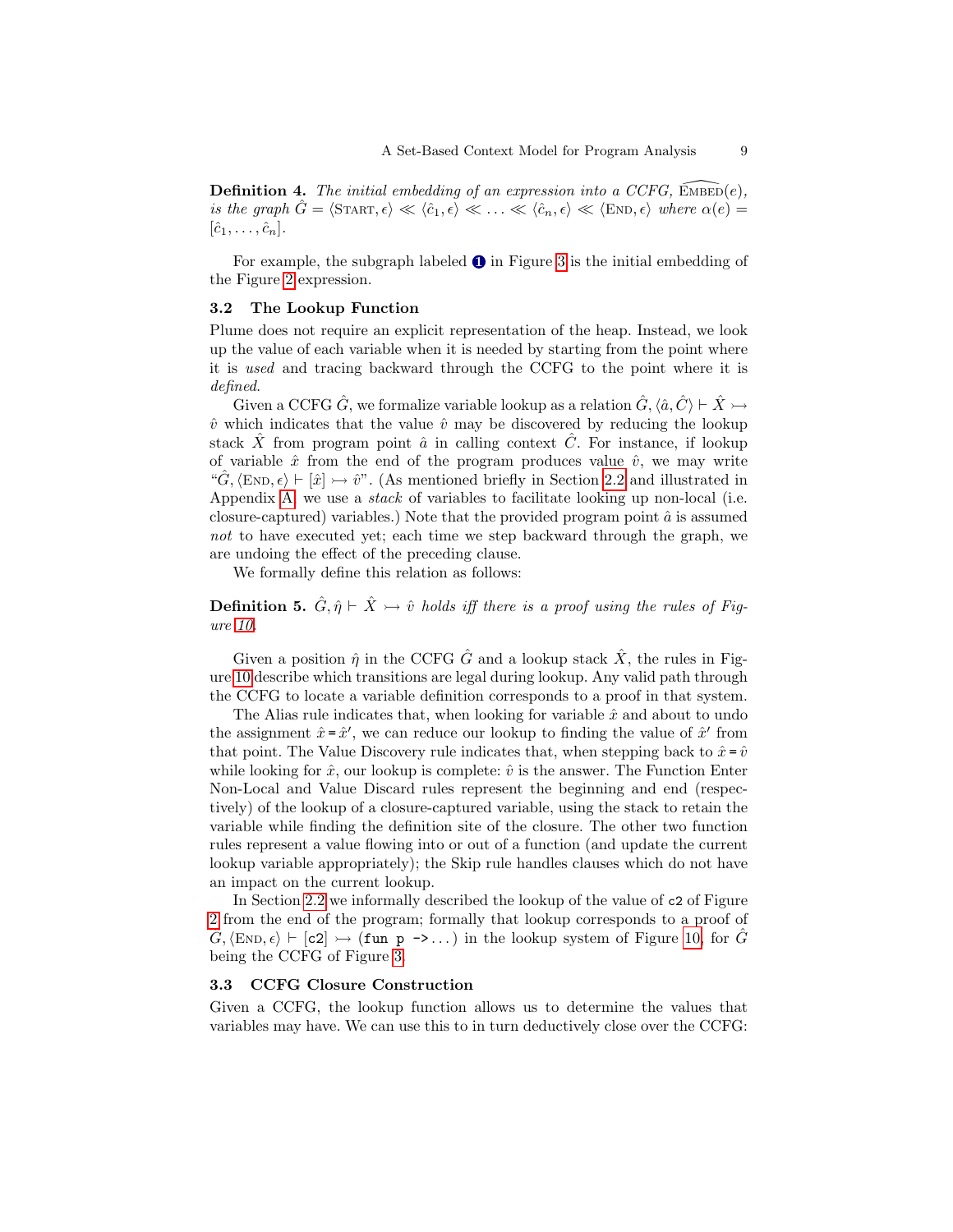**Definition 4.** *The initial embedding of an expression into a CCFG,* $\widehat{\text{Embed}}(e)$, *is the graph* $\hat{G} = \langle \text{Start}, \epsilon\rangle \ll \langle \hat{c}_1, \epsilon\rangle \ll \ldots \ll \langle \hat{c}_n, \epsilon\rangle \ll \langle \text{End}, \epsilon\rangle$ *where* $\alpha(e) = [\hat{c}_1, \ldots, \hat{c}_n]$.

For example, the subgraph labeled ❶ in Figure 3 is the initial embedding of the Figure 2 expression.

### 3.2 The Lookup Function

Plume does not require an explicit representation of the heap. Instead, we look up the value of each variable when it is needed by starting from the point where it is *used* and tracing backward through the CCFG to the point where it is *defined*.

Given a CCFG $\hat{G}$, we formalize variable lookup as a relation $\hat{G}, \langle \hat{a}, \hat{C}\rangle \vdash \hat{X} \rightarrowtail \hat{v}$ which indicates that the value $\hat{v}$ may be discovered by reducing the lookup stack $\hat{X}$ from program point $\hat{a}$ in calling context $\hat{C}$. For instance, if lookup of variable $\hat{x}$ from the end of the program produces value $\hat{v}$, we may write "$\hat{G}, \langle \text{End}, \epsilon\rangle \vdash [\hat{x}] \rightarrowtail \hat{v}$". (As mentioned briefly in Section 2.2 and illustrated in Appendix A, we use a *stack* of variables to facilitate looking up non-local (i.e. closure-captured) variables.) Note that the provided program point $\hat{a}$ is assumed *not* to have executed yet; each time we step backward through the graph, we are undoing the effect of the preceding clause.

We formally define this relation as follows:

**Definition 5.** $\hat{G}, \hat{\eta} \vdash \hat{X} \rightarrowtail \hat{v}$ *holds iff there is a proof using the rules of Figure 10.*

Given a position $\hat{\eta}$ in the CCFG $\hat{G}$ and a lookup stack $\hat{X}$, the rules in Figure 10 describe which transitions are legal during lookup. Any valid path through the CCFG to locate a variable definition corresponds to a proof in that system.

The Alias rule indicates that, when looking for variable $\hat{x}$ and about to undo the assignment $\hat{x} = \hat{x}'$, we can reduce our lookup to finding the value of $\hat{x}'$ from that point. The Value Discovery rule indicates that, when stepping back to $\hat{x} = \hat{v}$ while looking for $\hat{x}$, our lookup is complete: $\hat{v}$ is the answer. The Function Enter Non-Local and Value Discard rules represent the beginning and end (respectively) of the lookup of a closure-captured variable, using the stack to retain the variable while finding the definition site of the closure. The other two function rules represent a value flowing into or out of a function (and update the current lookup variable appropriately); the Skip rule handles clauses which do not have an impact on the current lookup.

In Section 2.2 we informally described the lookup of the value of `c2` of Figure 2 from the end of the program; formally that lookup corresponds to a proof of $G, \langle \text{End}, \epsilon\rangle \vdash$ [`c2`] $\rightarrowtail$ (`fun p ->`...) in the lookup system of Figure 10, for $\hat{G}$ being the CCFG of Figure 3.

### 3.3 CCFG Closure Construction

Given a CCFG, the lookup function allows us to determine the values that variables may have. We can use this to in turn deductively close over the CCFG: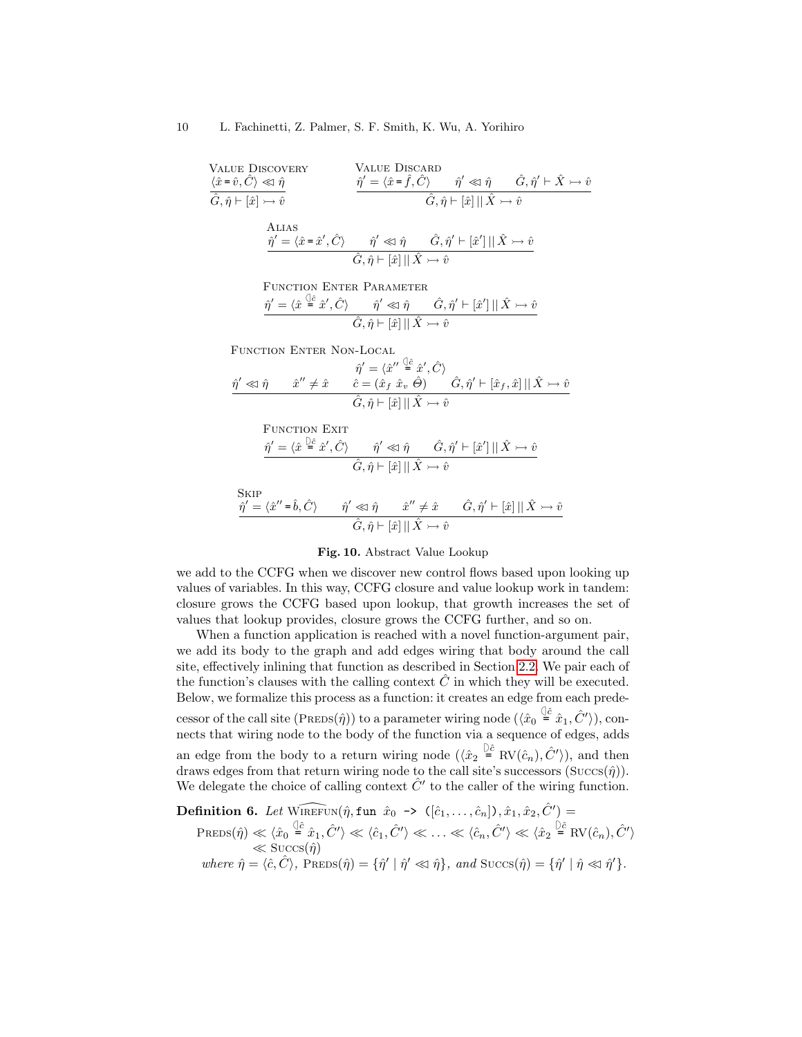Value Discovery

$$\frac{\langle \hat{x} \,\texttt{=}\, \hat{v}, \hat{C}\rangle \lll \hat{\eta}}{\hat{G}, \hat{\eta} \vdash [\hat{x}] \rightarrowtail \hat{v}}$$

Value Discard

$$\frac{\hat{\eta}' = \langle \hat{x} \,\texttt{=}\, \hat{f}, \hat{C}\rangle \qquad \hat{\eta}' \lll \hat{\eta} \qquad \hat{G}, \hat{\eta}' \vdash \hat{X} \rightarrowtail \hat{v}}{\hat{G}, \hat{\eta} \vdash [\hat{x}] \,||\, \hat{X} \rightarrowtail \hat{v}}$$

Alias

$$\frac{\hat{\eta}' = \langle \hat{x} \,\texttt{=}\, \hat{x}', \hat{C}\rangle \qquad \hat{\eta}' \lll \hat{\eta} \qquad \hat{G}, \hat{\eta}' \vdash [\hat{x}'] \,||\, \hat{X} \rightarrowtail \hat{v}}{\hat{G}, \hat{\eta} \vdash [\hat{x}] \,||\, \hat{X} \rightarrowtail \hat{v}}$$

Function Enter Parameter

$$\frac{\hat{\eta}' = \langle \hat{x} \overset{(\hat{c}}{=} \hat{x}', \hat{C}\rangle \qquad \hat{\eta}' \lll \hat{\eta} \qquad \hat{G}, \hat{\eta}' \vdash [\hat{x}'] \,||\, \hat{X} \rightarrowtail \hat{v}}{\hat{G}, \hat{\eta} \vdash [\hat{x}] \,||\, \hat{X} \rightarrowtail \hat{v}}$$

Function Enter Non-Local

$$\frac{\hat{\eta}' \lll \hat{\eta} \qquad \hat{x}'' \neq \hat{x} \qquad \begin{array}{c}\hat{\eta}' = \langle \hat{x}'' \overset{(\hat{c}}{=} \hat{x}', \hat{C}\rangle \\ \hat{c} = (\hat{x}_f \; \hat{x}_v \; \hat{\Theta})\end{array} \qquad \hat{G}, \hat{\eta}' \vdash [\hat{x}_f, \hat{x}] \,||\, \hat{X} \rightarrowtail \hat{v}}{\hat{G}, \hat{\eta} \vdash [\hat{x}] \,||\, \hat{X} \rightarrowtail \hat{v}}$$

Function Exit

$$\frac{\hat{\eta}' = \langle \hat{x} \overset{)\hat{c}}{=} \hat{x}', \hat{C}\rangle \qquad \hat{\eta}' \lll \hat{\eta} \qquad \hat{G}, \hat{\eta}' \vdash [\hat{x}'] \,||\, \hat{X} \rightarrowtail \hat{v}}{\hat{G}, \hat{\eta} \vdash [\hat{x}] \,||\, \hat{X} \rightarrowtail \hat{v}}$$

Skip

$$\frac{\hat{\eta}' = \langle \hat{x}'' \,\texttt{=}\, \hat{b}, \hat{C}\rangle \qquad \hat{\eta}' \lll \hat{\eta} \qquad \hat{x}'' \neq \hat{x} \qquad \hat{G}, \hat{\eta}' \vdash [\hat{x}] \,||\, \hat{X} \rightarrowtail \hat{v}}{\hat{G}, \hat{\eta} \vdash [\hat{x}] \,||\, \hat{X} \rightarrowtail \hat{v}}$$

**Fig. 10.** Abstract Value Lookup

we add to the CCFG when we discover new control flows based upon looking up values of variables. In this way, CCFG closure and value lookup work in tandem: closure grows the CCFG based upon lookup, that growth increases the set of values that lookup provides, closure grows the CCFG further, and so on.

When a function application is reached with a novel function-argument pair, we add its body to the graph and add edges wiring that body around the call site, effectively inlining that function as described in Section 2.2. We pair each of the function's clauses with the calling context $\hat{C}$ in which they will be executed. Below, we formalize this process as a function: it creates an edge from each predecessor of the call site ($\textsc{Preds}(\hat{\eta})$) to a parameter wiring node ($\langle \hat{x}_0 \overset{(\hat{c}}{=} \hat{x}_1, \hat{C}'\rangle$), connects that wiring node to the body of the function via a sequence of edges, adds an edge from the body to a return wiring node ($\langle \hat{x}_2 \overset{)\hat{c}}{=} \mathrm{RV}(\hat{c}_n), \hat{C}'\rangle$), and then draws edges from that return wiring node to the call site's successors ($\textsc{Succs}(\hat{\eta})$). We delegate the choice of calling context $\hat{C}'$ to the caller of the wiring function.

**Definition 6.** *Let* $\widehat{\textsc{WireFun}}(\hat{\eta}, \texttt{fun}\ \hat{x}_0\ \texttt{->}\ \texttt{(}[\hat{c}_1, \ldots, \hat{c}_n]\texttt{)}, \hat{x}_1, \hat{x}_2, \hat{C}') =$

$$\textsc{Preds}(\hat{\eta}) \lll \langle \hat{x}_0 \overset{(\hat{c}}{=} \hat{x}_1, \hat{C}'\rangle \lll \langle \hat{c}_1, \hat{C}'\rangle \lll \ldots \lll \langle \hat{c}_n, \hat{C}'\rangle \lll \langle \hat{x}_2 \overset{)\hat{c}}{=} \mathrm{RV}(\hat{c}_n), \hat{C}'\rangle \lll \textsc{Succs}(\hat{\eta})$$

*where* $\hat{\eta} = \langle \hat{c}, \hat{C}\rangle$, $\textsc{Preds}(\hat{\eta}) = \{\hat{\eta}' \mid \hat{\eta}' \lll \hat{\eta}\}$, *and* $\textsc{Succs}(\hat{\eta}) = \{\hat{\eta}' \mid \hat{\eta} \lll \hat{\eta}'\}$.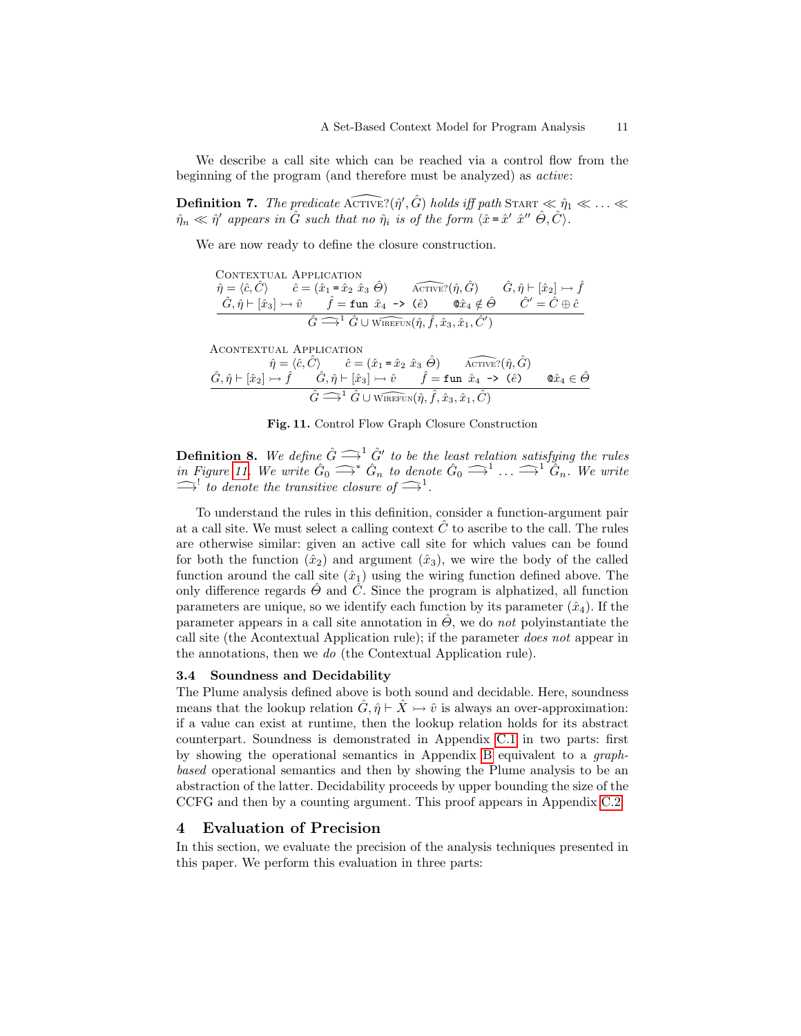We describe a call site which can be reached via a control flow from the beginning of the program (and therefore must be analyzed) as *active*:

**Definition 7.** *The predicate* $\widehat{\text{ACTIVE?}}(\hat{\eta}', \hat{G})$ *holds iff path* $\text{START} \ll \hat{\eta}_1 \ll \ldots \ll \hat{\eta}_n \ll \hat{\eta}'$ *appears in* $\hat{G}$ *such that no* $\hat{\eta}_i$ *is of the form* $\langle \hat{x} = \hat{x}'\ \hat{x}''\ \hat{\Theta}, \hat{C} \rangle$.

We are now ready to define the closure construction.

CONTEXTUAL APPLICATION

$$\frac{\begin{array}{cccc}\hat{\eta} = \langle \hat{c}, \hat{C} \rangle & \hat{c} = (\hat{x}_1 = \hat{x}_2\ \hat{x}_3\ \hat{\Theta}) & \widehat{\text{ACTIVE?}}(\hat{\eta}, \hat{G}) & \hat{G}, \hat{\eta} \vdash [\hat{x}_2] \rightarrowtail \hat{f} \\ \hat{G}, \hat{\eta} \vdash [\hat{x}_3] \rightarrowtail \hat{v} & \hat{f} = \texttt{fun}\ \hat{x}_4\ \texttt{->}\ (\hat{e}) & \texttt{@}\hat{x}_4 \notin \hat{\Theta} & \hat{C}' = \hat{C} \oplus \hat{c}\end{array}}{\hat{G} \mathrel{\widehat{\Longrightarrow}}^1 \hat{G} \cup \widehat{\text{WIREFUN}}(\hat{\eta}, \hat{f}, \hat{x}_3, \hat{x}_1, \hat{C}')}$$

ACONTEXTUAL APPLICATION

$$\frac{\begin{array}{cccc} & \hat{\eta} = \langle \hat{c}, \hat{C} \rangle \quad \hat{c} = (\hat{x}_1 = \hat{x}_2\ \hat{x}_3\ \hat{\Theta}) \quad \widehat{\text{ACTIVE?}}(\hat{\eta}, \hat{G}) & & \\ \hat{G}, \hat{\eta} \vdash [\hat{x}_2] \rightarrowtail \hat{f} & \hat{G}, \hat{\eta} \vdash [\hat{x}_3] \rightarrowtail \hat{v} & \hat{f} = \texttt{fun}\ \hat{x}_4\ \texttt{->}\ (\hat{e}) & \texttt{@}\hat{x}_4 \in \hat{\Theta}\end{array}}{\hat{G} \mathrel{\widehat{\Longrightarrow}}^1 \hat{G} \cup \widehat{\text{WIREFUN}}(\hat{\eta}, \hat{f}, \hat{x}_3, \hat{x}_1, \hat{C})}$$

**Fig. 11.** Control Flow Graph Closure Construction

**Definition 8.** *We define* $\hat{G} \mathrel{\widehat{\Longrightarrow}}^1 \hat{G}'$ *to be the least relation satisfying the rules in Figure 11. We write* $\hat{G}_0 \mathrel{\widehat{\Longrightarrow}}^* \hat{G}_n$ *to denote* $\hat{G}_0 \mathrel{\widehat{\Longrightarrow}}^1 \ldots \mathrel{\widehat{\Longrightarrow}}^1 \hat{G}_n$*. We write* $\mathrel{\widehat{\Longrightarrow}}^!$ *to denote the transitive closure of* $\mathrel{\widehat{\Longrightarrow}}^1$.

To understand the rules in this definition, consider a function-argument pair at a call site. We must select a calling context $\hat{C}$ to ascribe to the call. The rules are otherwise similar: given an active call site for which values can be found for both the function ($\hat{x}_2$) and argument ($\hat{x}_3$), we wire the body of the called function around the call site ($\hat{x}_1$) using the wiring function defined above. The only difference regards $\hat{\Theta}$ and $\hat{C}$. Since the program is alphatized, all function parameters are unique, so we identify each function by its parameter ($\hat{x}_4$). If the parameter appears in a call site annotation in $\hat{\Theta}$, we do *not* polyinstantiate the call site (the Acontextual Application rule); if the parameter *does not* appear in the annotations, then we *do* (the Contextual Application rule).

### 3.4 Soundness and Decidability

The Plume analysis defined above is both sound and decidable. Here, soundness means that the lookup relation $\hat{G}, \hat{\eta} \vdash \hat{X} \rightarrowtail \hat{v}$ is always an over-approximation: if a value can exist at runtime, then the lookup relation holds for its abstract counterpart. Soundness is demonstrated in Appendix C.1 in two parts: first by showing the operational semantics in Appendix B equivalent to a *graph-based* operational semantics and then by showing the Plume analysis to be an abstraction of the latter. Decidability proceeds by upper bounding the size of the CCFG and then by a counting argument. This proof appears in Appendix C.2.

## 4 Evaluation of Precision

In this section, we evaluate the precision of the analysis techniques presented in this paper. We perform this evaluation in three parts: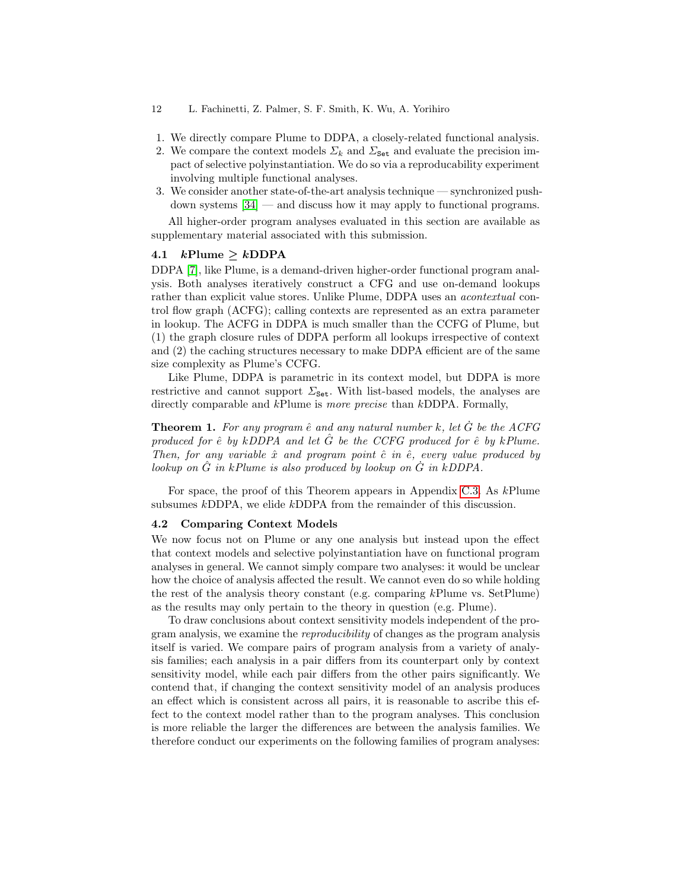1. We directly compare Plume to DDPA, a closely-related functional analysis.
2. We compare the context models $\Sigma_k$ and $\Sigma_{\texttt{Set}}$ and evaluate the precision impact of selective polyinstantiation. We do so via a reproducability experiment involving multiple functional analyses.
3. We consider another state-of-the-art analysis technique — synchronized pushdown systems [34] — and discuss how it may apply to functional programs.

All higher-order program analyses evaluated in this section are available as supplementary material associated with this submission.

### 4.1 $k$Plume $\geq$ $k$DDPA

DDPA [7], like Plume, is a demand-driven higher-order functional program analysis. Both analyses iteratively construct a CFG and use on-demand lookups rather than explicit value stores. Unlike Plume, DDPA uses an *acontextual* control flow graph (ACFG); calling contexts are represented as an extra parameter in lookup. The ACFG in DDPA is much smaller than the CCFG of Plume, but (1) the graph closure rules of DDPA perform all lookups irrespective of context and (2) the caching structures necessary to make DDPA efficient are of the same size complexity as Plume's CCFG.

Like Plume, DDPA is parametric in its context model, but DDPA is more restrictive and cannot support $\Sigma_{\texttt{Set}}$. With list-based models, the analyses are directly comparable and $k$Plume is *more precise* than $k$DDPA. Formally,

**Theorem 1.** *For any program $\hat{e}$ and any natural number $k$, let $\dot{G}$ be the ACFG produced for $\hat{e}$ by $k$DDPA and let $\hat{G}$ be the CCFG produced for $\hat{e}$ by $k$Plume. Then, for any variable $\hat{x}$ and program point $\hat{c}$ in $\hat{e}$, every value produced by lookup on $\hat{G}$ in $k$Plume is also produced by lookup on $\dot{G}$ in $k$DDPA.*

For space, the proof of this Theorem appears in Appendix C.3. As $k$Plume subsumes $k$DDPA, we elide $k$DDPA from the remainder of this discussion.

### 4.2 Comparing Context Models

We now focus not on Plume or any one analysis but instead upon the effect that context models and selective polyinstantiation have on functional program analyses in general. We cannot simply compare two analyses: it would be unclear how the choice of analysis affected the result. We cannot even do so while holding the rest of the analysis theory constant (e.g. comparing $k$Plume vs. SetPlume) as the results may only pertain to the theory in question (e.g. Plume).

To draw conclusions about context sensitivity models independent of the program analysis, we examine the *reproducibility* of changes as the program analysis itself is varied. We compare pairs of program analysis from a variety of analysis families; each analysis in a pair differs from its counterpart only by context sensitivity model, while each pair differs from the other pairs significantly. We contend that, if changing the context sensitivity model of an analysis produces an effect which is consistent across all pairs, it is reasonable to ascribe this effect to the context model rather than to the program analyses. This conclusion is more reliable the larger the differences are between the analysis families. We therefore conduct our experiments on the following families of program analyses: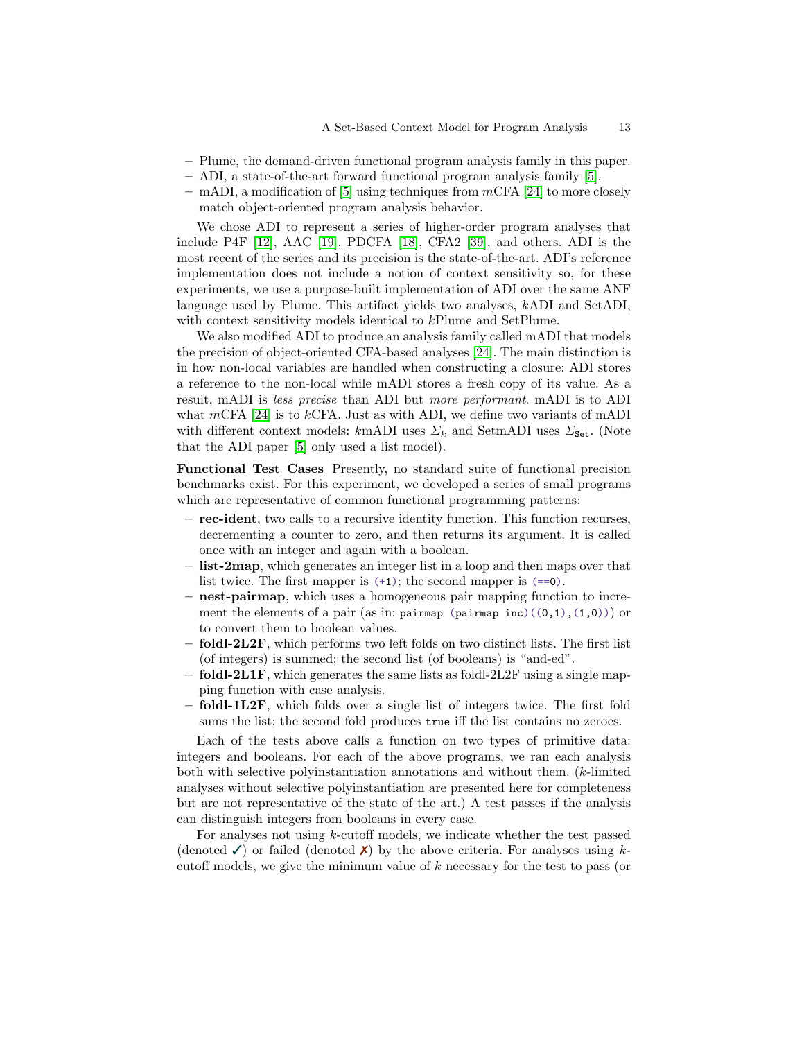- Plume, the demand-driven functional program analysis family in this paper.
- ADI, a state-of-the-art forward functional program analysis family [5].
- mADI, a modification of [5] using techniques from $m$CFA [24] to more closely match object-oriented program analysis behavior.

We chose ADI to represent a series of higher-order program analyses that include P4F [12], AAC [19], PDCFA [18], CFA2 [39], and others. ADI is the most recent of the series and its precision is the state-of-the-art. ADI's reference implementation does not include a notion of context sensitivity so, for these experiments, we use a purpose-built implementation of ADI over the same ANF language used by Plume. This artifact yields two analyses, $k$ADI and SetADI, with context sensitivity models identical to $k$Plume and SetPlume.

We also modified ADI to produce an analysis family called mADI that models the precision of object-oriented CFA-based analyses [24]. The main distinction is in how non-local variables are handled when constructing a closure: ADI stores a reference to the non-local while mADI stores a fresh copy of its value. As a result, mADI is *less precise* than ADI but *more performant*. mADI is to ADI what $m$CFA [24] is to $k$CFA. Just as with ADI, we define two variants of mADI with different context models: $k$mADI uses $\Sigma_k$ and SetmADI uses $\Sigma_{\texttt{Set}}$. (Note that the ADI paper [5] only used a list model).

**Functional Test Cases** Presently, no standard suite of functional precision benchmarks exist. For this experiment, we developed a series of small programs which are representative of common functional programming patterns:

- **rec-ident**, two calls to a recursive identity function. This function recurses, decrementing a counter to zero, and then returns its argument. It is called once with an integer and again with a boolean.
- **list-2map**, which generates an integer list in a loop and then maps over that list twice. The first mapper is `(+1)`; the second mapper is `(==0)`.
- **nest-pairmap**, which uses a homogeneous pair mapping function to increment the elements of a pair (as in: `pairmap (pairmap inc)((0,1),(1,0))`) or to convert them to boolean values.
- **foldl-2L2F**, which performs two left folds on two distinct lists. The first list (of integers) is summed; the second list (of booleans) is "and-ed".
- **foldl-2L1F**, which generates the same lists as foldl-2L2F using a single mapping function with case analysis.
- **foldl-1L2F**, which folds over a single list of integers twice. The first fold sums the list; the second fold produces `true` iff the list contains no zeroes.

Each of the tests above calls a function on two types of primitive data: integers and booleans. For each of the above programs, we ran each analysis both with selective polyinstantiation annotations and without them. ($k$-limited analyses without selective polyinstantiation are presented here for completeness but are not representative of the state of the art.) A test passes if the analysis can distinguish integers from booleans in every case.

For analyses not using $k$-cutoff models, we indicate whether the test passed (denoted ✓) or failed (denoted ✗) by the above criteria. For analyses using $k$-cutoff models, we give the minimum value of $k$ necessary for the test to pass (or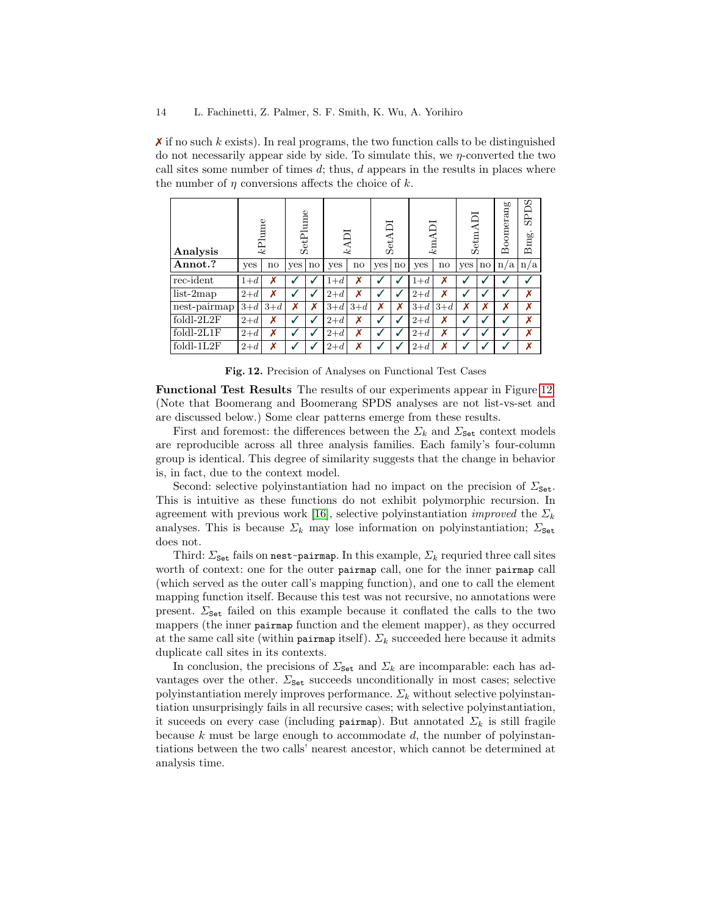✗ if no such $k$ exists). In real programs, the two function calls to be distinguished do not necessarily appear side by side. To simulate this, we $\eta$-converted the two call sites some number of times $d$; thus, $d$ appears in the results in places where the number of $\eta$ conversions affects the choice of $k$.

| **Analysis** | $k$Plume | | SetPlume | | $k$ADI | | SetADI | | $k$mADI | | SetmADI | | Boomerang | Bmg. SPDS |
|---|---|---|---|---|---|---|---|---|---|---|---|---|---|---|
| **Annot.?** | yes | no | yes | no | yes | no | yes | no | yes | no | yes | no | n/a | n/a |
| rec-ident | 1+$d$ | ✗ | ✓ | ✓ | 1+$d$ | ✗ | ✓ | ✓ | 1+$d$ | ✗ | ✓ | ✓ | ✓ | ✓ |
| list-2map | 2+$d$ | ✗ | ✓ | ✓ | 2+$d$ | ✗ | ✓ | ✓ | 2+$d$ | ✗ | ✓ | ✓ | ✓ | ✗ |
| nest-pairmap | 3+$d$ | 3+$d$ | ✗ | ✗ | 3+$d$ | 3+$d$ | ✗ | ✗ | 3+$d$ | 3+$d$ | ✗ | ✗ | ✗ | ✗ |
| foldl-2L2F | 2+$d$ | ✗ | ✓ | ✓ | 2+$d$ | ✗ | ✓ | ✓ | 2+$d$ | ✗ | ✓ | ✓ | ✓ | ✗ |
| foldl-2L1F | 2+$d$ | ✗ | ✓ | ✓ | 2+$d$ | ✗ | ✓ | ✓ | 2+$d$ | ✗ | ✓ | ✓ | ✓ | ✗ |
| foldl-1L2F | 2+$d$ | ✗ | ✓ | ✓ | 2+$d$ | ✗ | ✓ | ✓ | 2+$d$ | ✗ | ✓ | ✓ | ✓ | ✗ |

**Fig. 12.** Precision of Analyses on Functional Test Cases

**Functional Test Results** The results of our experiments appear in Figure 12. (Note that Boomerang and Boomerang SPDS analyses are not list-vs-set and are discussed below.) Some clear patterns emerge from these results.

First and foremost: the differences between the $\Sigma_k$ and $\Sigma_{\texttt{Set}}$ context models are reproducible across all three analysis families. Each family's four-column group is identical. This degree of similarity suggests that the change in behavior is, in fact, due to the context model.

Second: selective polyinstantiation had no impact on the precision of $\Sigma_{\texttt{Set}}$. This is intuitive as these functions do not exhibit polymorphic recursion. In agreement with previous work [16], selective polyinstantiation *improved* the $\Sigma_k$ analyses. This is because $\Sigma_k$ may lose information on polyinstantiation; $\Sigma_{\texttt{Set}}$ does not.

Third: $\Sigma_{\texttt{Set}}$ fails on `nest-pairmap`. In this example, $\Sigma_k$ requried three call sites worth of context: one for the outer `pairmap` call, one for the inner `pairmap` call (which served as the outer call's mapping function), and one to call the element mapping function itself. Because this test was not recursive, no annotations were present. $\Sigma_{\texttt{Set}}$ failed on this example because it conflated the calls to the two mappers (the inner `pairmap` function and the element mapper), as they occurred at the same call site (within `pairmap` itself). $\Sigma_k$ succeeded here because it admits duplicate call sites in its contexts.

In conclusion, the precisions of $\Sigma_{\texttt{Set}}$ and $\Sigma_k$ are incomparable: each has advantages over the other. $\Sigma_{\texttt{Set}}$ succeeds unconditionally in most cases; selective polyinstantiation merely improves performance. $\Sigma_k$ without selective polyinstantiation unsurprisingly fails in all recursive cases; with selective polyinstantiation, it suceeds on every case (including `pairmap`). But annotated $\Sigma_k$ is still fragile because $k$ must be large enough to accommodate $d$, the number of polyinstantiations between the two calls' nearest ancestor, which cannot be determined at analysis time.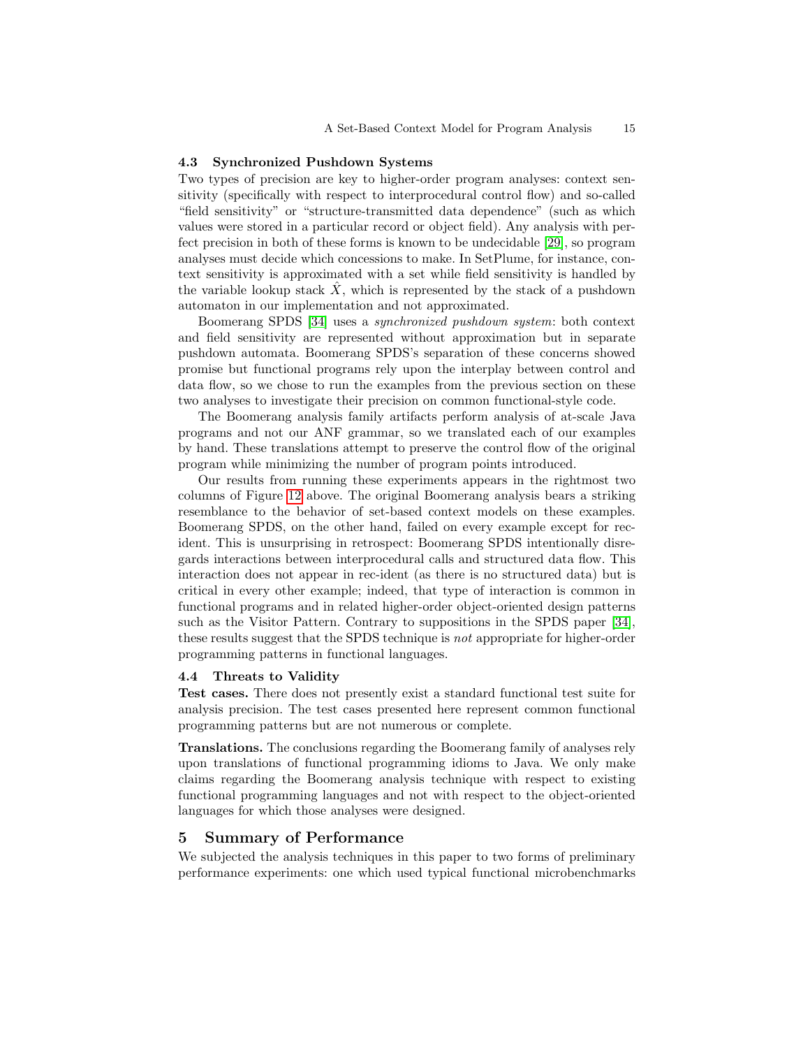### 4.3 Synchronized Pushdown Systems

Two types of precision are key to higher-order program analyses: context sensitivity (specifically with respect to interprocedural control flow) and so-called "field sensitivity" or "structure-transmitted data dependence" (such as which values were stored in a particular record or object field). Any analysis with perfect precision in both of these forms is known to be undecidable [29], so program analyses must decide which concessions to make. In SetPlume, for instance, context sensitivity is approximated with a set while field sensitivity is handled by the variable lookup stack $\hat{X}$, which is represented by the stack of a pushdown automaton in our implementation and not approximated.

Boomerang SPDS [34] uses a *synchronized pushdown system*: both context and field sensitivity are represented without approximation but in separate pushdown automata. Boomerang SPDS's separation of these concerns showed promise but functional programs rely upon the interplay between control and data flow, so we chose to run the examples from the previous section on these two analyses to investigate their precision on common functional-style code.

The Boomerang analysis family artifacts perform analysis of at-scale Java programs and not our ANF grammar, so we translated each of our examples by hand. These translations attempt to preserve the control flow of the original program while minimizing the number of program points introduced.

Our results from running these experiments appears in the rightmost two columns of Figure 12 above. The original Boomerang analysis bears a striking resemblance to the behavior of set-based context models on these examples. Boomerang SPDS, on the other hand, failed on every example except for rec-ident. This is unsurprising in retrospect: Boomerang SPDS intentionally disregards interactions between interprocedural calls and structured data flow. This interaction does not appear in rec-ident (as there is no structured data) but is critical in every other example; indeed, that type of interaction is common in functional programs and in related higher-order object-oriented design patterns such as the Visitor Pattern. Contrary to suppositions in the SPDS paper [34], these results suggest that the SPDS technique is *not* appropriate for higher-order programming patterns in functional languages.

### 4.4 Threats to Validity

**Test cases.** There does not presently exist a standard functional test suite for analysis precision. The test cases presented here represent common functional programming patterns but are not numerous or complete.

**Translations.** The conclusions regarding the Boomerang family of analyses rely upon translations of functional programming idioms to Java. We only make claims regarding the Boomerang analysis technique with respect to existing functional programming languages and not with respect to the object-oriented languages for which those analyses were designed.

## 5 Summary of Performance

We subjected the analysis techniques in this paper to two forms of preliminary performance experiments: one which used typical functional microbenchmarks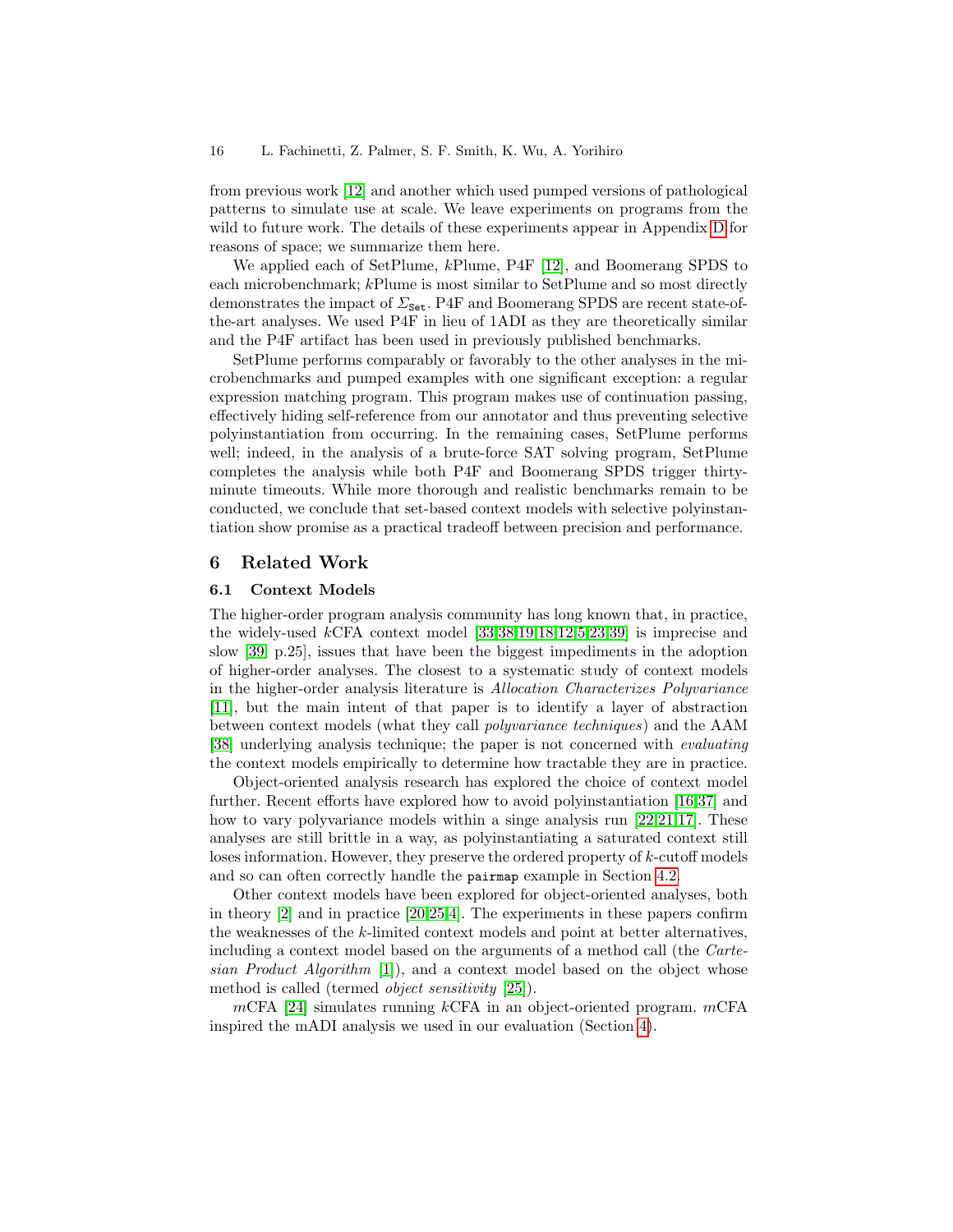from previous work [12] and another which used pumped versions of pathological patterns to simulate use at scale. We leave experiments on programs from the wild to future work. The details of these experiments appear in Appendix D for reasons of space; we summarize them here.

We applied each of SetPlume, $k$Plume, P4F [12], and Boomerang SPDS to each microbenchmark; $k$Plume is most similar to SetPlume and so most directly demonstrates the impact of $\Sigma_{\texttt{Set}}$. P4F and Boomerang SPDS are recent state-of-the-art analyses. We used P4F in lieu of 1ADI as they are theoretically similar and the P4F artifact has been used in previously published benchmarks.

SetPlume performs comparably or favorably to the other analyses in the microbenchmarks and pumped examples with one significant exception: a regular expression matching program. This program makes use of continuation passing, effectively hiding self-reference from our annotator and thus preventing selective polyinstantiation from occurring. In the remaining cases, SetPlume performs well; indeed, in the analysis of a brute-force SAT solving program, SetPlume completes the analysis while both P4F and Boomerang SPDS trigger thirty-minute timeouts. While more thorough and realistic benchmarks remain to be conducted, we conclude that set-based context models with selective polyinstantiation show promise as a practical tradeoff between precision and performance.

## 6 Related Work

### 6.1 Context Models

The higher-order program analysis community has long known that, in practice, the widely-used $k$CFA context model [33,38,19,18,12,5,23,39] is imprecise and slow [39, p.25], issues that have been the biggest impediments in the adoption of higher-order analyses. The closest to a systematic study of context models in the higher-order analysis literature is *Allocation Characterizes Polyvariance* [11], but the main intent of that paper is to identify a layer of abstraction between context models (what they call *polyvariance techniques*) and the AAM [38] underlying analysis technique; the paper is not concerned with *evaluating* the context models empirically to determine how tractable they are in practice.

Object-oriented analysis research has explored the choice of context model further. Recent efforts have explored how to avoid polyinstantiation [16,37] and how to vary polyvariance models within a singe analysis run [22,21,17]. These analyses are still brittle in a way, as polyinstantiating a saturated context still loses information. However, they preserve the ordered property of $k$-cutoff models and so can often correctly handle the `pairmap` example in Section 4.2.

Other context models have been explored for object-oriented analyses, both in theory [2] and in practice [20,25,4]. The experiments in these papers confirm the weaknesses of the $k$-limited context models and point at better alternatives, including a context model based on the arguments of a method call (the *Cartesian Product Algorithm* [1]), and a context model based on the object whose method is called (termed *object sensitivity* [25]).

$m$CFA [24] simulates running $k$CFA in an object-oriented program. $m$CFA inspired the mADI analysis we used in our evaluation (Section 4).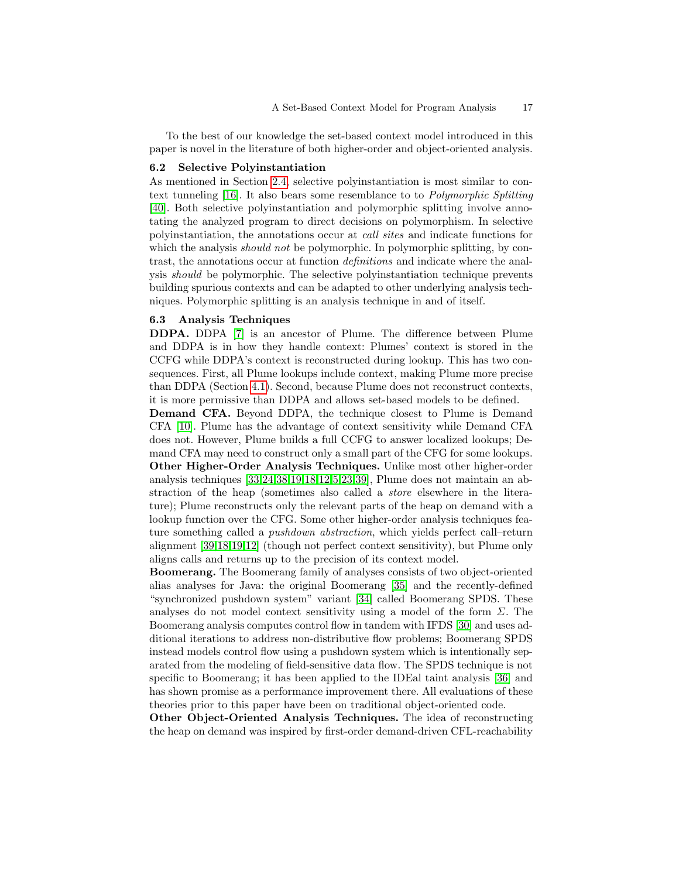To the best of our knowledge the set-based context model introduced in this paper is novel in the literature of both higher-order and object-oriented analysis.

### 6.2 Selective Polyinstantiation

As mentioned in Section 2.4, selective polyinstantiation is most similar to context tunneling [16]. It also bears some resemblance to to *Polymorphic Splitting* [40]. Both selective polyinstantiation and polymorphic splitting involve annotating the analyzed program to direct decisions on polymorphism. In selective polyinstantiation, the annotations occur at *call sites* and indicate functions for which the analysis *should not* be polymorphic. In polymorphic splitting, by contrast, the annotations occur at function *definitions* and indicate where the analysis *should* be polymorphic. The selective polyinstantiation technique prevents building spurious contexts and can be adapted to other underlying analysis techniques. Polymorphic splitting is an analysis technique in and of itself.

### 6.3 Analysis Techniques

**DDPA.** DDPA [7] is an ancestor of Plume. The difference between Plume and DDPA is in how they handle context: Plumes' context is stored in the CCFG while DDPA's context is reconstructed during lookup. This has two consequences. First, all Plume lookups include context, making Plume more precise than DDPA (Section 4.1). Second, because Plume does not reconstruct contexts, it is more permissive than DDPA and allows set-based models to be defined.

**Demand CFA.** Beyond DDPA, the technique closest to Plume is Demand CFA [10]. Plume has the advantage of context sensitivity while Demand CFA does not. However, Plume builds a full CCFG to answer localized lookups; Demand CFA may need to construct only a small part of the CFG for some lookups.

**Other Higher-Order Analysis Techniques.** Unlike most other higher-order analysis techniques [33,24,38,19,18,12,5,23,39], Plume does not maintain an abstraction of the heap (sometimes also called a *store* elsewhere in the literature); Plume reconstructs only the relevant parts of the heap on demand with a lookup function over the CFG. Some other higher-order analysis techniques feature something called a *pushdown abstraction*, which yields perfect call–return alignment [39,18,19,12] (though not perfect context sensitivity), but Plume only aligns calls and returns up to the precision of its context model.

**Boomerang.** The Boomerang family of analyses consists of two object-oriented alias analyses for Java: the original Boomerang [35] and the recently-defined "synchronized pushdown system" variant [34] called Boomerang SPDS. These analyses do not model context sensitivity using a model of the form $\Sigma$. The Boomerang analysis computes control flow in tandem with IFDS [30] and uses additional iterations to address non-distributive flow problems; Boomerang SPDS instead models control flow using a pushdown system which is intentionally separated from the modeling of field-sensitive data flow. The SPDS technique is not specific to Boomerang; it has been applied to the IDEal taint analysis [36] and has shown promise as a performance improvement there. All evaluations of these theories prior to this paper have been on traditional object-oriented code.

**Other Object-Oriented Analysis Techniques.** The idea of reconstructing the heap on demand was inspired by first-order demand-driven CFL-reachability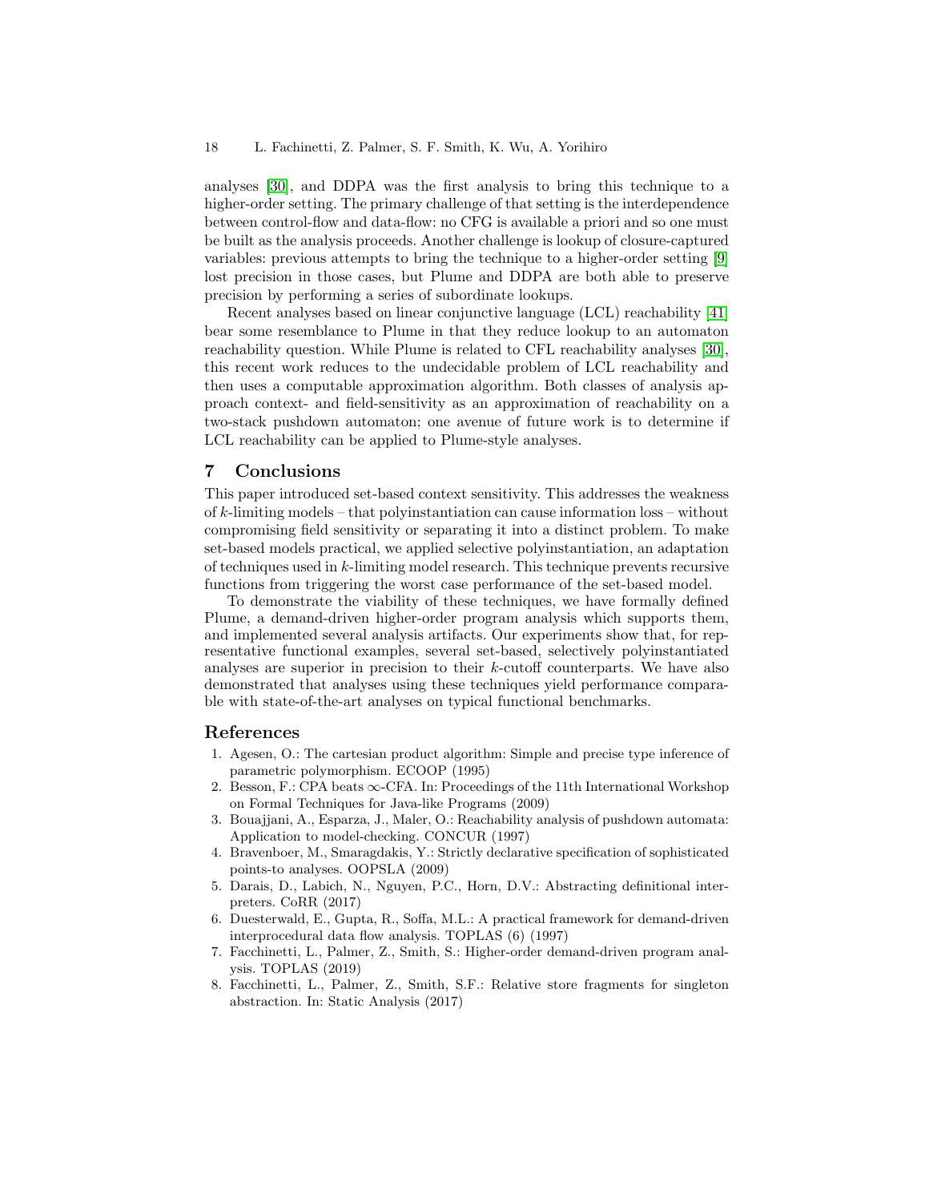analyses [30], and DDPA was the first analysis to bring this technique to a higher-order setting. The primary challenge of that setting is the interdependence between control-flow and data-flow: no CFG is available a priori and so one must be built as the analysis proceeds. Another challenge is lookup of closure-captured variables: previous attempts to bring the technique to a higher-order setting [9] lost precision in those cases, but Plume and DDPA are both able to preserve precision by performing a series of subordinate lookups.

Recent analyses based on linear conjunctive language (LCL) reachability [41] bear some resemblance to Plume in that they reduce lookup to an automaton reachability question. While Plume is related to CFL reachability analyses [30], this recent work reduces to the undecidable problem of LCL reachability and then uses a computable approximation algorithm. Both classes of analysis approach context- and field-sensitivity as an approximation of reachability on a two-stack pushdown automaton; one avenue of future work is to determine if LCL reachability can be applied to Plume-style analyses.

## 7 Conclusions

This paper introduced set-based context sensitivity. This addresses the weakness of $k$-limiting models – that polyinstantiation can cause information loss – without compromising field sensitivity or separating it into a distinct problem. To make set-based models practical, we applied selective polyinstantiation, an adaptation of techniques used in $k$-limiting model research. This technique prevents recursive functions from triggering the worst case performance of the set-based model.

To demonstrate the viability of these techniques, we have formally defined Plume, a demand-driven higher-order program analysis which supports them, and implemented several analysis artifacts. Our experiments show that, for representative functional examples, several set-based, selectively polyinstantiated analyses are superior in precision to their $k$-cutoff counterparts. We have also demonstrated that analyses using these techniques yield performance comparable with state-of-the-art analyses on typical functional benchmarks.

## References

1. Agesen, O.: The cartesian product algorithm: Simple and precise type inference of parametric polymorphism. ECOOP (1995)
2. Besson, F.: CPA beats $\infty$-CFA. In: Proceedings of the 11th International Workshop on Formal Techniques for Java-like Programs (2009)
3. Bouajjani, A., Esparza, J., Maler, O.: Reachability analysis of pushdown automata: Application to model-checking. CONCUR (1997)
4. Bravenboer, M., Smaragdakis, Y.: Strictly declarative specification of sophisticated points-to analyses. OOPSLA (2009)
5. Darais, D., Labich, N., Nguyen, P.C., Horn, D.V.: Abstracting definitional interpreters. CoRR (2017)
6. Duesterwald, E., Gupta, R., Soffa, M.L.: A practical framework for demand-driven interprocedural data flow analysis. TOPLAS (6) (1997)
7. Facchinetti, L., Palmer, Z., Smith, S.: Higher-order demand-driven program analysis. TOPLAS (2019)
8. Facchinetti, L., Palmer, Z., Smith, S.F.: Relative store fragments for singleton abstraction. In: Static Analysis (2017)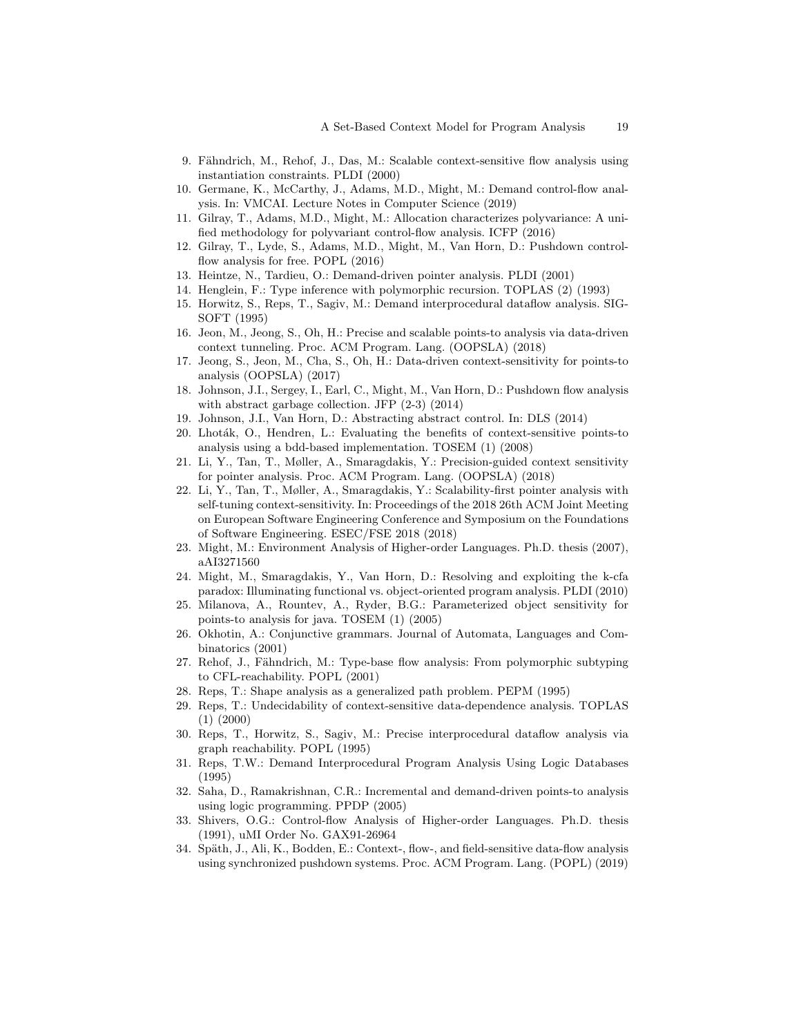9. Fähndrich, M., Rehof, J., Das, M.: Scalable context-sensitive flow analysis using instantiation constraints. PLDI (2000)
10. Germane, K., McCarthy, J., Adams, M.D., Might, M.: Demand control-flow analysis. In: VMCAI. Lecture Notes in Computer Science (2019)
11. Gilray, T., Adams, M.D., Might, M.: Allocation characterizes polyvariance: A unified methodology for polyvariant control-flow analysis. ICFP (2016)
12. Gilray, T., Lyde, S., Adams, M.D., Might, M., Van Horn, D.: Pushdown control-flow analysis for free. POPL (2016)
13. Heintze, N., Tardieu, O.: Demand-driven pointer analysis. PLDI (2001)
14. Henglein, F.: Type inference with polymorphic recursion. TOPLAS (2) (1993)
15. Horwitz, S., Reps, T., Sagiv, M.: Demand interprocedural dataflow analysis. SIGSOFT (1995)
16. Jeon, M., Jeong, S., Oh, H.: Precise and scalable points-to analysis via data-driven context tunneling. Proc. ACM Program. Lang. (OOPSLA) (2018)
17. Jeong, S., Jeon, M., Cha, S., Oh, H.: Data-driven context-sensitivity for points-to analysis (OOPSLA) (2017)
18. Johnson, J.I., Sergey, I., Earl, C., Might, M., Van Horn, D.: Pushdown flow analysis with abstract garbage collection. JFP (2-3) (2014)
19. Johnson, J.I., Van Horn, D.: Abstracting abstract control. In: DLS (2014)
20. Lhoták, O., Hendren, L.: Evaluating the benefits of context-sensitive points-to analysis using a bdd-based implementation. TOSEM (1) (2008)
21. Li, Y., Tan, T., Møller, A., Smaragdakis, Y.: Precision-guided context sensitivity for pointer analysis. Proc. ACM Program. Lang. (OOPSLA) (2018)
22. Li, Y., Tan, T., Møller, A., Smaragdakis, Y.: Scalability-first pointer analysis with self-tuning context-sensitivity. In: Proceedings of the 2018 26th ACM Joint Meeting on European Software Engineering Conference and Symposium on the Foundations of Software Engineering. ESEC/FSE 2018 (2018)
23. Might, M.: Environment Analysis of Higher-order Languages. Ph.D. thesis (2007), aAI3271560
24. Might, M., Smaragdakis, Y., Van Horn, D.: Resolving and exploiting the k-cfa paradox: Illuminating functional vs. object-oriented program analysis. PLDI (2010)
25. Milanova, A., Rountev, A., Ryder, B.G.: Parameterized object sensitivity for points-to analysis for java. TOSEM (1) (2005)
26. Okhotin, A.: Conjunctive grammars. Journal of Automata, Languages and Combinatorics (2001)
27. Rehof, J., Fähndrich, M.: Type-base flow analysis: From polymorphic subtyping to CFL-reachability. POPL (2001)
28. Reps, T.: Shape analysis as a generalized path problem. PEPM (1995)
29. Reps, T.: Undecidability of context-sensitive data-dependence analysis. TOPLAS (1) (2000)
30. Reps, T., Horwitz, S., Sagiv, M.: Precise interprocedural dataflow analysis via graph reachability. POPL (1995)
31. Reps, T.W.: Demand Interprocedural Program Analysis Using Logic Databases (1995)
32. Saha, D., Ramakrishnan, C.R.: Incremental and demand-driven points-to analysis using logic programming. PPDP (2005)
33. Shivers, O.G.: Control-flow Analysis of Higher-order Languages. Ph.D. thesis (1991), uMI Order No. GAX91-26964
34. Späth, J., Ali, K., Bodden, E.: Context-, flow-, and field-sensitive data-flow analysis using synchronized pushdown systems. Proc. ACM Program. Lang. (POPL) (2019)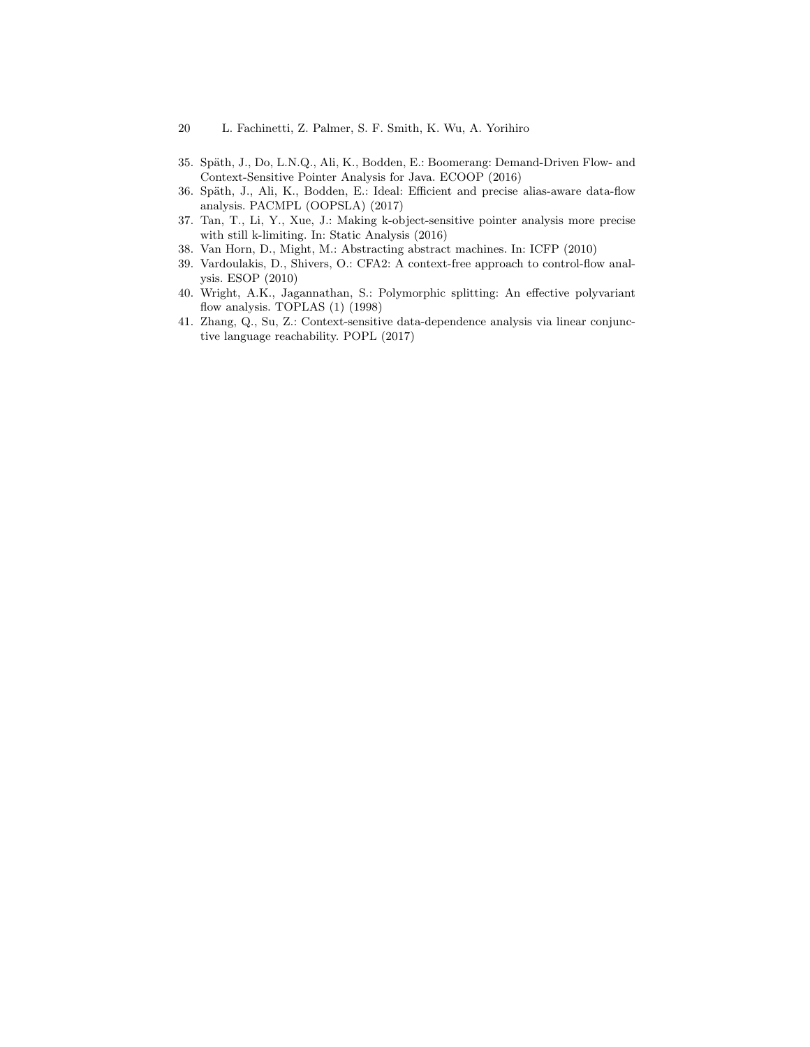35. Späth, J., Do, L.N.Q., Ali, K., Bodden, E.: Boomerang: Demand-Driven Flow- and Context-Sensitive Pointer Analysis for Java. ECOOP (2016)
36. Späth, J., Ali, K., Bodden, E.: Ideal: Efficient and precise alias-aware data-flow analysis. PACMPL (OOPSLA) (2017)
37. Tan, T., Li, Y., Xue, J.: Making k-object-sensitive pointer analysis more precise with still k-limiting. In: Static Analysis (2016)
38. Van Horn, D., Might, M.: Abstracting abstract machines. In: ICFP (2010)
39. Vardoulakis, D., Shivers, O.: CFA2: A context-free approach to control-flow analysis. ESOP (2010)
40. Wright, A.K., Jagannathan, S.: Polymorphic splitting: An effective polyvariant flow analysis. TOPLAS (1) (1998)
41. Zhang, Q., Su, Z.: Context-sensitive data-dependence analysis via linear conjunctive language reachability. POPL (2017)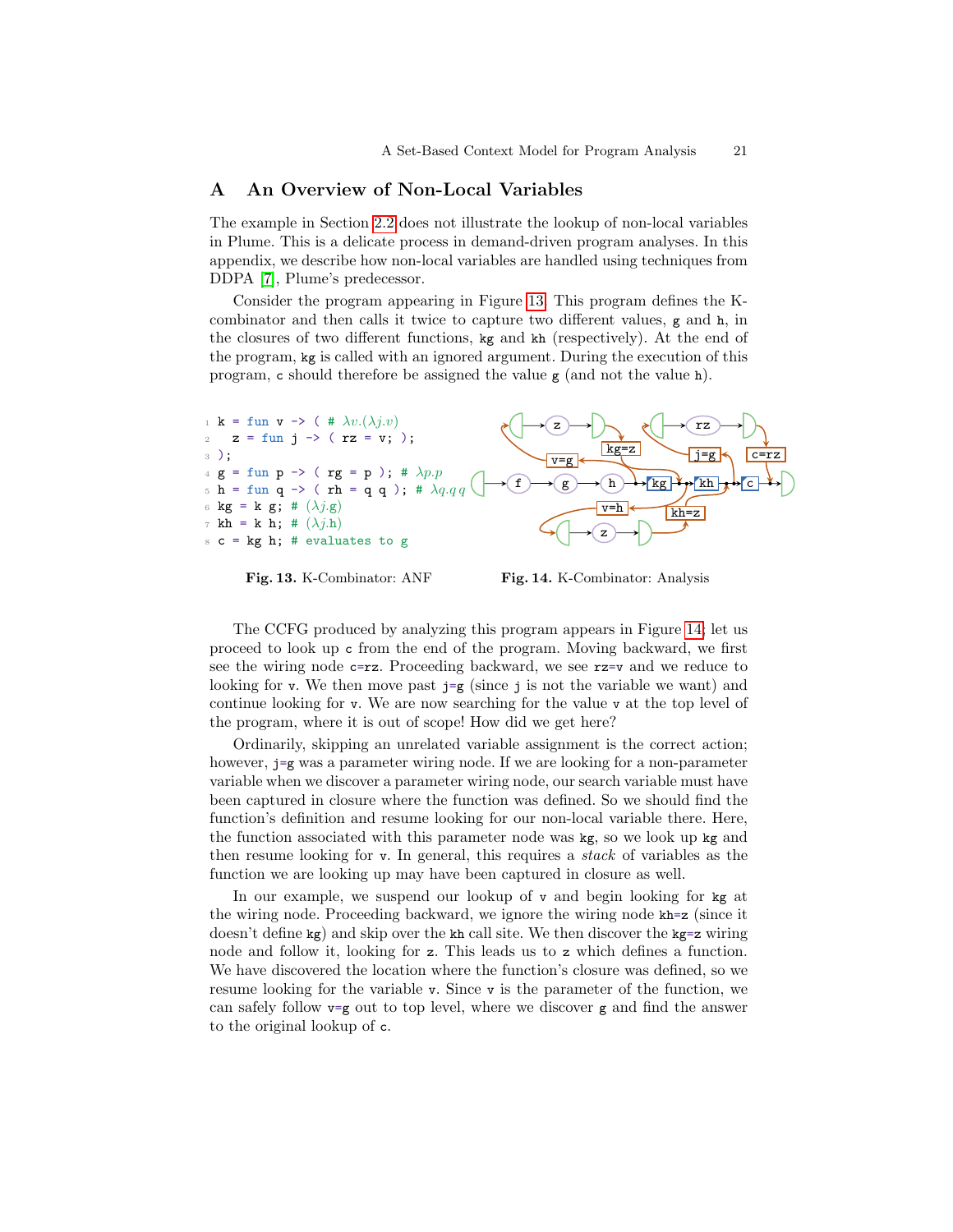## A An Overview of Non-Local Variables

The example in Section 2.2 does not illustrate the lookup of non-local variables in Plume. This is a delicate process in demand-driven program analyses. In this appendix, we describe how non-local variables are handled using techniques from DDPA [7], Plume's predecessor.

Consider the program appearing in Figure 13. This program defines the K-combinator and then calls it twice to capture two different values, `g` and `h`, in the closures of two different functions, `kg` and `kh` (respectively). At the end of the program, `kg` is called with an ignored argument. During the execution of this program, `c` should therefore be assigned the value `g` (and not the value `h`).

```
1 k = fun v -> ( # λv.(λj.v)
2   z = fun j -> ( rz = v; );
3 );
4 g = fun p -> ( rg = p ); # λp.p
5 h = fun q -> ( rh = q q ); # λq.q q
6 kg = k g; # (λj.g)
7 kh = k h; # (λj.h)
8 c = kg h; # evaluates to g
```

**Fig. 13.** K-Combinator: ANF

z
kg=z
v=g
rz
j=g
c=rz
f
g
h
kg
kh
c
v=h
kh=z
z

**Fig. 14.** K-Combinator: Analysis

The CCFG produced by analyzing this program appears in Figure 14; let us proceed to look up `c` from the end of the program. Moving backward, we first see the wiring node `c=rz`. Proceeding backward, we see `rz=v` and we reduce to looking for `v`. We then move past `j=g` (since `j` is not the variable we want) and continue looking for `v`. We are now searching for the value `v` at the top level of the program, where it is out of scope! How did we get here?

Ordinarily, skipping an unrelated variable assignment is the correct action; however, `j=g` was a parameter wiring node. If we are looking for a non-parameter variable when we discover a parameter wiring node, our search variable must have been captured in closure where the function was defined. So we should find the function's definition and resume looking for our non-local variable there. Here, the function associated with this parameter node was `kg`, so we look up `kg` and then resume looking for `v`. In general, this requires a *stack* of variables as the function we are looking up may have been captured in closure as well.

In our example, we suspend our lookup of `v` and begin looking for `kg` at the wiring node. Proceeding backward, we ignore the wiring node `kh=z` (since it doesn't define `kg`) and skip over the `kh` call site. We then discover the `kg=z` wiring node and follow it, looking for `z`. This leads us to `z` which defines a function. We have discovered the location where the function's closure was defined, so we resume looking for the variable `v`. Since `v` is the parameter of the function, we can safely follow `v=g` out to top level, where we discover `g` and find the answer to the original lookup of `c`.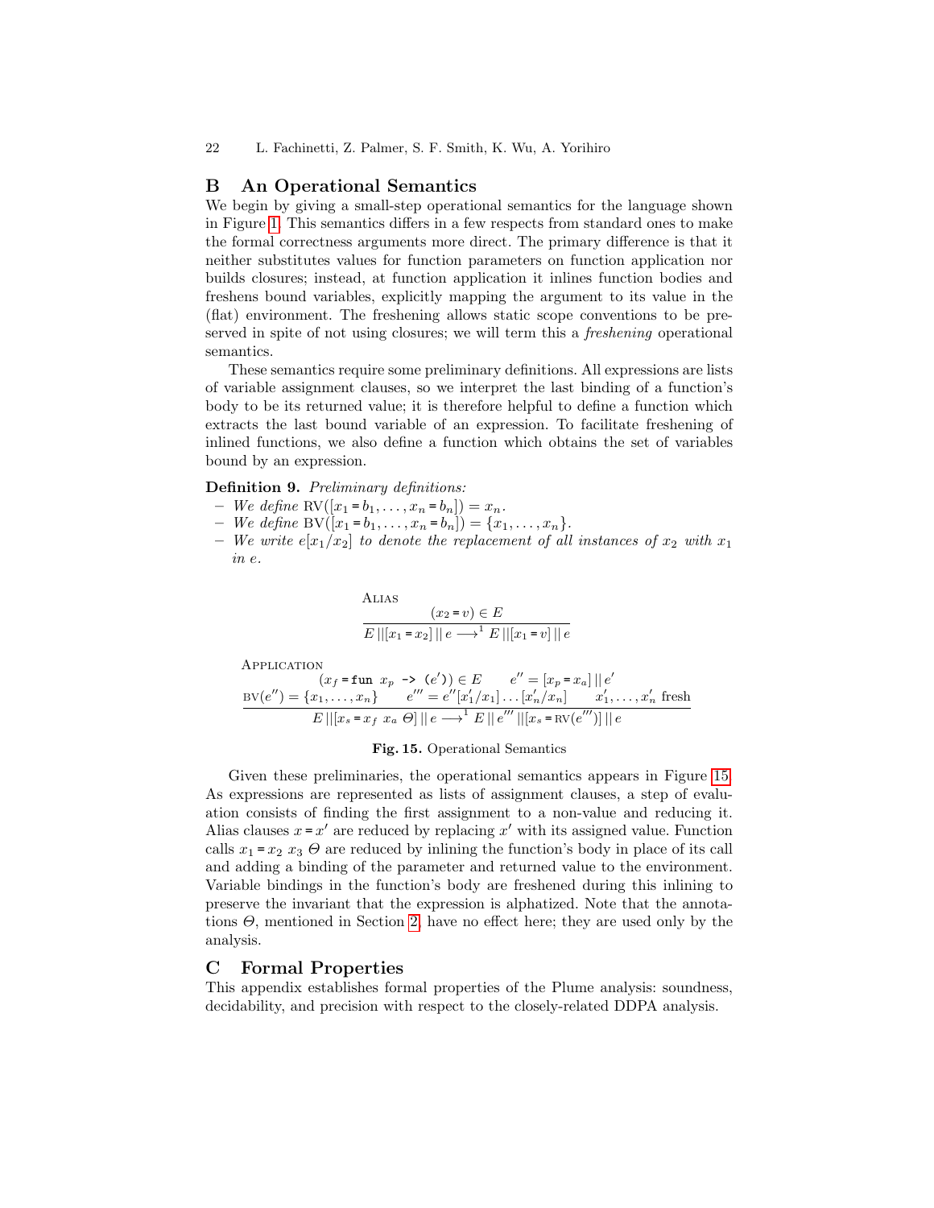## B An Operational Semantics

We begin by giving a small-step operational semantics for the language shown in Figure 1. This semantics differs in a few respects from standard ones to make the formal correctness arguments more direct. The primary difference is that it neither substitutes values for function parameters on function application nor builds closures; instead, at function application it inlines function bodies and freshens bound variables, explicitly mapping the argument to its value in the (flat) environment. The freshening allows static scope conventions to be preserved in spite of not using closures; we will term this a *freshening* operational semantics.

These semantics require some preliminary definitions. All expressions are lists of variable assignment clauses, so we interpret the last binding of a function's body to be its returned value; it is therefore helpful to define a function which extracts the last bound variable of an expression. To facilitate freshening of inlined functions, we also define a function which obtains the set of variables bound by an expression.

**Definition 9.** *Preliminary definitions:*

- *We define* $\text{RV}([x_1 = b_1, \ldots, x_n = b_n]) = x_n$.
- *We define* $\text{BV}([x_1 = b_1, \ldots, x_n = b_n]) = \{x_1, \ldots, x_n\}$.
- *We write* $e[x_1/x_2]$ *to denote the replacement of all instances of* $x_2$ *with* $x_1$ *in* $e$.

Alias

$$\frac{(x_2 = v) \in E}{E \,||\, [x_1 = x_2] \,||\, e \longrightarrow^1 E \,||\, [x_1 = v] \,||\, e}$$

Application

$$\frac{\begin{array}{c}(x_f = \texttt{fun}\ x_p\ \texttt{->}\ \texttt{(}e'\texttt{)}) \in E \qquad e'' = [x_p = x_a] \,||\, e' \\ \text{BV}(e'') = \{x_1, \ldots, x_n\} \qquad e''' = e''[x_1'/x_1] \ldots [x_n'/x_n] \qquad x_1', \ldots, x_n' \text{ fresh}\end{array}}{E \,||\, [x_s = x_f\ x_a\ \Theta] \,||\, e \longrightarrow^1 E \,||\, e''' \,||\, [x_s = \text{RV}(e''')] \,||\, e}$$

**Fig. 15.** Operational Semantics

Given these preliminaries, the operational semantics appears in Figure 15. As expressions are represented as lists of assignment clauses, a step of evaluation consists of finding the first assignment to a non-value and reducing it. Alias clauses $x = x'$ are reduced by replacing $x'$ with its assigned value. Function calls $x_1 = x_2\ x_3\ \Theta$ are reduced by inlining the function's body in place of its call and adding a binding of the parameter and returned value to the environment. Variable bindings in the function's body are freshened during this inlining to preserve the invariant that the expression is alphatized. Note that the annotations $\Theta$, mentioned in Section 2, have no effect here; they are used only by the analysis.

## C Formal Properties

This appendix establishes formal properties of the Plume analysis: soundness, decidability, and precision with respect to the closely-related DDPA analysis.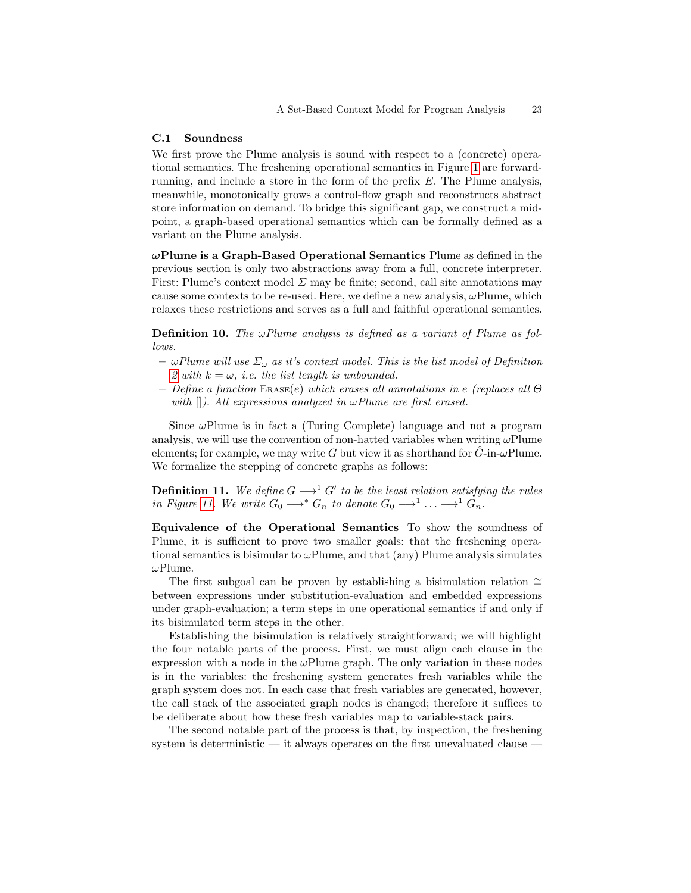### C.1 Soundness

We first prove the Plume analysis is sound with respect to a (concrete) operational semantics. The freshening operational semantics in Figure 1 are forward-running, and include a store in the form of the prefix $E$. The Plume analysis, meanwhile, monotonically grows a control-flow graph and reconstructs abstract store information on demand. To bridge this significant gap, we construct a midpoint, a graph-based operational semantics which can be formally defined as a variant on the Plume analysis.

**$\omega$Plume is a Graph-Based Operational Semantics** Plume as defined in the previous section is only two abstractions away from a full, concrete interpreter. First: Plume's context model $\Sigma$ may be finite; second, call site annotations may cause some contexts to be re-used. Here, we define a new analysis, $\omega$Plume, which relaxes these restrictions and serves as a full and faithful operational semantics.

**Definition 10.** *The $\omega$Plume analysis is defined as a variant of Plume as follows.*

- *$\omega$Plume will use $\Sigma_\omega$ as it's context model. This is the list model of Definition 2 with $k = \omega$, i.e. the list length is unbounded.*
- *Define a function* Erase$(e)$ *which erases all annotations in $e$ (replaces all $\Theta$ with $[]$). All expressions analyzed in $\omega$Plume are first erased.*

Since $\omega$Plume is in fact a (Turing Complete) language and not a program analysis, we will use the convention of non-hatted variables when writing $\omega$Plume elements; for example, we may write $G$ but view it as shorthand for $\hat{G}$-in-$\omega$Plume. We formalize the stepping of concrete graphs as follows:

**Definition 11.** *We define $G \longrightarrow^1 G'$ to be the least relation satisfying the rules in Figure 11. We write $G_0 \longrightarrow^* G_n$ to denote $G_0 \longrightarrow^1 \ldots \longrightarrow^1 G_n$.*

**Equivalence of the Operational Semantics** To show the soundness of Plume, it is sufficient to prove two smaller goals: that the freshening operational semantics is bisimular to $\omega$Plume, and that (any) Plume analysis simulates $\omega$Plume.

The first subgoal can be proven by establishing a bisimulation relation $\cong$ between expressions under substitution-evaluation and embedded expressions under graph-evaluation; a term steps in one operational semantics if and only if its bisimulated term steps in the other.

Establishing the bisimulation is relatively straightforward; we will highlight the four notable parts of the process. First, we must align each clause in the expression with a node in the $\omega$Plume graph. The only variation in these nodes is in the variables: the freshening system generates fresh variables while the graph system does not. In each case that fresh variables are generated, however, the call stack of the associated graph nodes is changed; therefore it suffices to be deliberate about how these fresh variables map to variable-stack pairs.

The second notable part of the process is that, by inspection, the freshening system is deterministic — it always operates on the first unevaluated clause —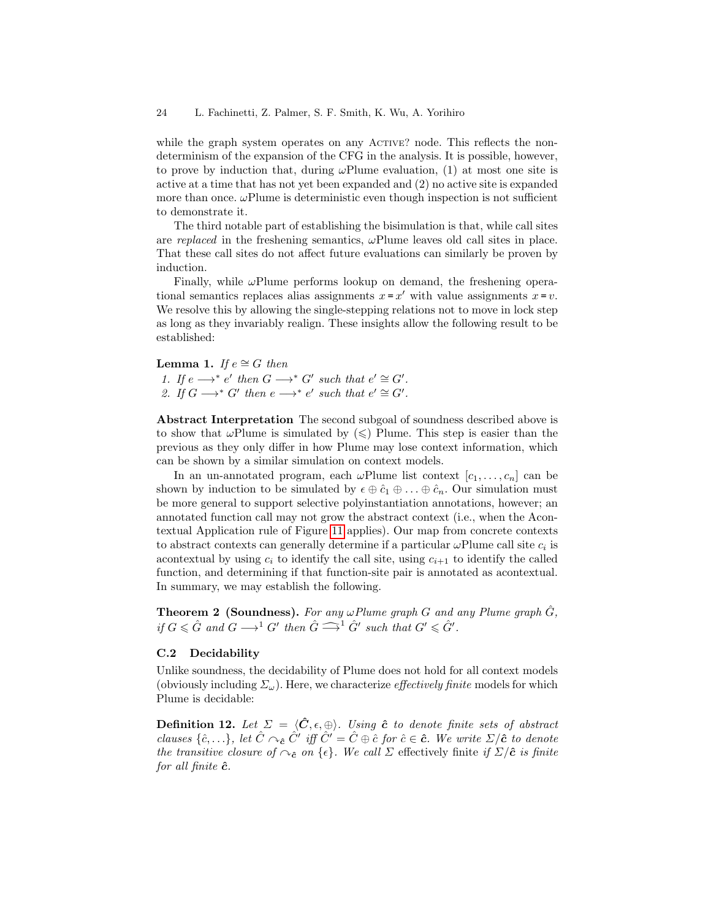while the graph system operates on any Active? node. This reflects the non-determinism of the expansion of the CFG in the analysis. It is possible, however, to prove by induction that, during $\omega$Plume evaluation, (1) at most one site is active at a time that has not yet been expanded and (2) no active site is expanded more than once. $\omega$Plume is deterministic even though inspection is not sufficient to demonstrate it.

The third notable part of establishing the bisimulation is that, while call sites are *replaced* in the freshening semantics, $\omega$Plume leaves old call sites in place. That these call sites do not affect future evaluations can similarly be proven by induction.

Finally, while $\omega$Plume performs lookup on demand, the freshening operational semantics replaces alias assignments $x = x'$ with value assignments $x = v$. We resolve this by allowing the single-stepping relations not to move in lock step as long as they invariably realign. These insights allow the following result to be established:

**Lemma 1.** *If $e \cong G$ then*

1. *If $e \longrightarrow^* e'$ then $G \longrightarrow^* G'$ such that $e' \cong G'$.*
2. *If $G \longrightarrow^* G'$ then $e \longrightarrow^* e'$ such that $e' \cong G'$.*

**Abstract Interpretation** The second subgoal of soundness described above is to show that $\omega$Plume is simulated by ($\leqslant$) Plume. This step is easier than the previous as they only differ in how Plume may lose context information, which can be shown by a similar simulation on context models.

In an un-annotated program, each $\omega$Plume list context $[c_1, \ldots, c_n]$ can be shown by induction to be simulated by $\epsilon \oplus \hat{c}_1 \oplus \ldots \oplus \hat{c}_n$. Our simulation must be more general to support selective polyinstantiation annotations, however; an annotated function call may not grow the abstract context (i.e., when the Acontextual Application rule of Figure 11 applies). Our map from concrete contexts to abstract contexts can generally determine if a particular $\omega$Plume call site $c_i$ is acontextual by using $c_i$ to identify the call site, using $c_{i+1}$ to identify the called function, and determining if that function-site pair is annotated as acontextual. In summary, we may establish the following.

**Theorem 2 (Soundness).** *For any $\omega$Plume graph $G$ and any Plume graph $\hat{G}$, if $G \leqslant \hat{G}$ and $G \longrightarrow^1 G'$ then $\hat{G} \mathrel{\widehat{\Longrightarrow}}^1 \hat{G}'$ such that $G' \leqslant \hat{G}'$.*

### C.2 Decidability

Unlike soundness, the decidability of Plume does not hold for all context models (obviously including $\Sigma_\omega$). Here, we characterize *effectively finite* models for which Plume is decidable:

**Definition 12.** *Let $\Sigma = \langle \hat{\boldsymbol{C}}, \epsilon, \oplus \rangle$. Using $\hat{\boldsymbol{c}}$ to denote finite sets of abstract clauses $\{\hat{c}, \ldots\}$, let $\hat{C} \curvearrowright_{\hat{\boldsymbol{c}}} \hat{C}'$ iff $\hat{C}' = \hat{C} \oplus \hat{c}$ for $\hat{c} \in \hat{\boldsymbol{c}}$. We write $\Sigma/\hat{\boldsymbol{c}}$ to denote the transitive closure of $\curvearrowright_{\hat{\boldsymbol{c}}}$ on $\{\epsilon\}$. We call $\Sigma$* effectively finite *if $\Sigma/\hat{\boldsymbol{c}}$ is finite for all finite $\hat{\boldsymbol{c}}$.*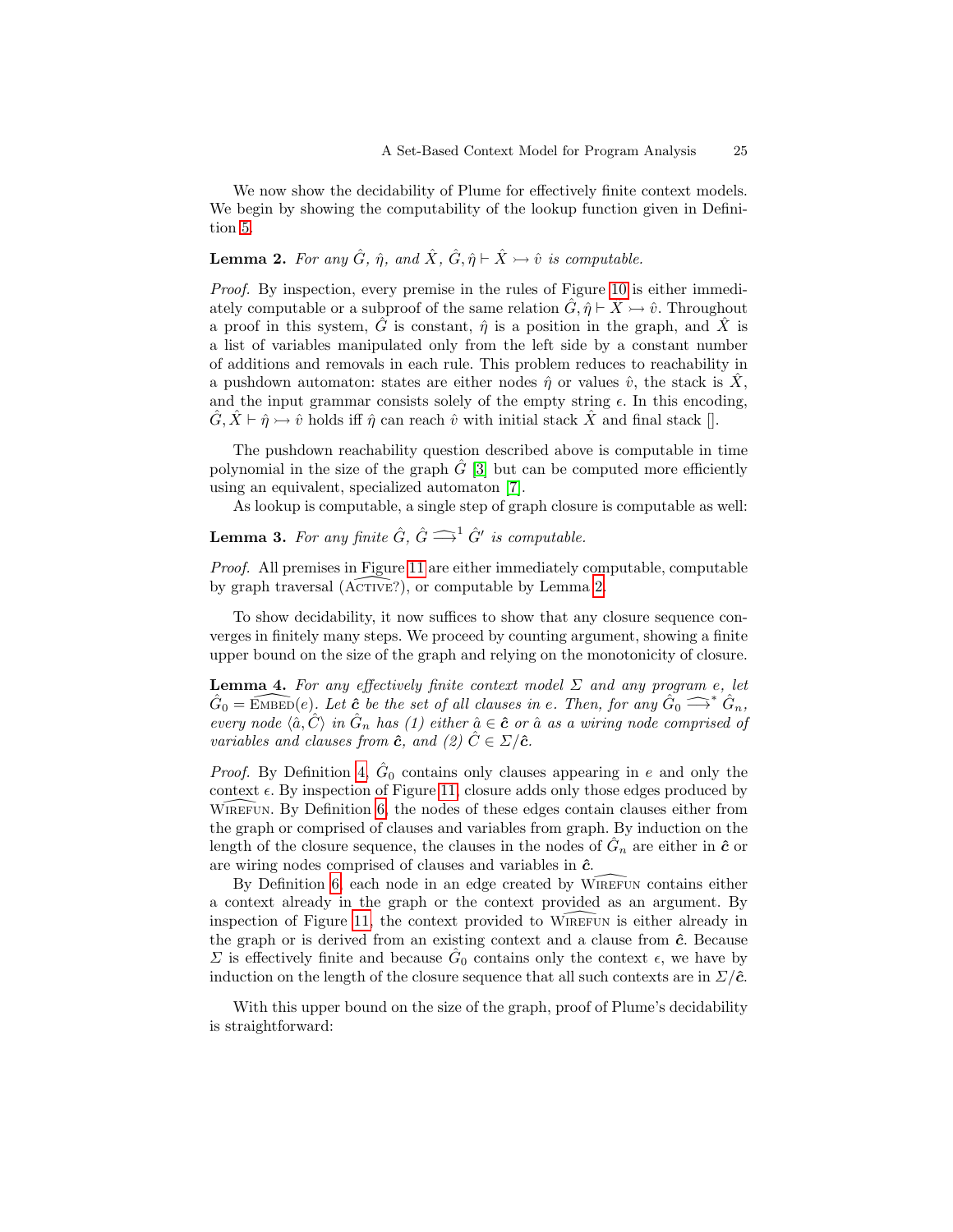We now show the decidability of Plume for effectively finite context models. We begin by showing the computability of the lookup function given in Definition 5.

**Lemma 2.** *For any $\hat{G}$, $\hat{\eta}$, and $\hat{X}$, $\hat{G}, \hat{\eta} \vdash \hat{X} \rightarrowtail \hat{v}$ is computable.*

*Proof.* By inspection, every premise in the rules of Figure 10 is either immediately computable or a subproof of the same relation $\hat{G}, \hat{\eta} \vdash X \rightarrowtail \hat{v}$. Throughout a proof in this system, $\hat{G}$ is constant, $\hat{\eta}$ is a position in the graph, and $\hat{X}$ is a list of variables manipulated only from the left side by a constant number of additions and removals in each rule. This problem reduces to reachability in a pushdown automaton: states are either nodes $\hat{\eta}$ or values $\hat{v}$, the stack is $\hat{X}$, and the input grammar consists solely of the empty string $\epsilon$. In this encoding, $\hat{G}, \hat{X} \vdash \hat{\eta} \rightarrowtail \hat{v}$ holds iff $\hat{\eta}$ can reach $\hat{v}$ with initial stack $\hat{X}$ and final stack $[]$.

The pushdown reachability question described above is computable in time polynomial in the size of the graph $\hat{G}$ [3] but can be computed more efficiently using an equivalent, specialized automaton [7].

As lookup is computable, a single step of graph closure is computable as well:

**Lemma 3.** *For any finite $\hat{G}$, $\hat{G} \mathrel{\widehat{\Longrightarrow}}^1 \hat{G}'$ is computable.*

*Proof.* All premises in Figure 11 are either immediately computable, computable by graph traversal ($\widehat{\text{Active}}$?), or computable by Lemma 2.

To show decidability, it now suffices to show that any closure sequence converges in finitely many steps. We proceed by counting argument, showing a finite upper bound on the size of the graph and relying on the monotonicity of closure.

**Lemma 4.** *For any effectively finite context model $\Sigma$ and any program $e$, let $\hat{G}_0 = \widehat{\text{Embed}}(e)$. Let $\hat{\boldsymbol{c}}$ be the set of all clauses in $e$. Then, for any $\hat{G}_0 \mathrel{\widehat{\Longrightarrow}}^* \hat{G}_n$, every node $\langle \hat{a}, \hat{C} \rangle$ in $\hat{G}_n$ has (1) either $\hat{a} \in \hat{\boldsymbol{c}}$ or $\hat{a}$ as a wiring node comprised of variables and clauses from $\hat{\boldsymbol{c}}$, and (2) $\hat{C} \in \Sigma/\hat{\boldsymbol{c}}$.*

*Proof.* By Definition 4, $\hat{G}_0$ contains only clauses appearing in $e$ and only the context $\epsilon$. By inspection of Figure 11, closure adds only those edges produced by $\widehat{\text{WireFun}}$. By Definition 6, the nodes of these edges contain clauses either from the graph or comprised of clauses and variables from graph. By induction on the length of the closure sequence, the clauses in the nodes of $\hat{G}_n$ are either in $\hat{\boldsymbol{c}}$ or are wiring nodes comprised of clauses and variables in $\hat{\boldsymbol{c}}$.

By Definition 6, each node in an edge created by $\widehat{\text{WireFun}}$ contains either a context already in the graph or the context provided as an argument. By inspection of Figure 11, the context provided to $\widehat{\text{WireFun}}$ is either already in the graph or is derived from an existing context and a clause from $\hat{\boldsymbol{c}}$. Because $\Sigma$ is effectively finite and because $\hat{G}_0$ contains only the context $\epsilon$, we have by induction on the length of the closure sequence that all such contexts are in $\Sigma/\hat{\boldsymbol{c}}$.

With this upper bound on the size of the graph, proof of Plume's decidability is straightforward: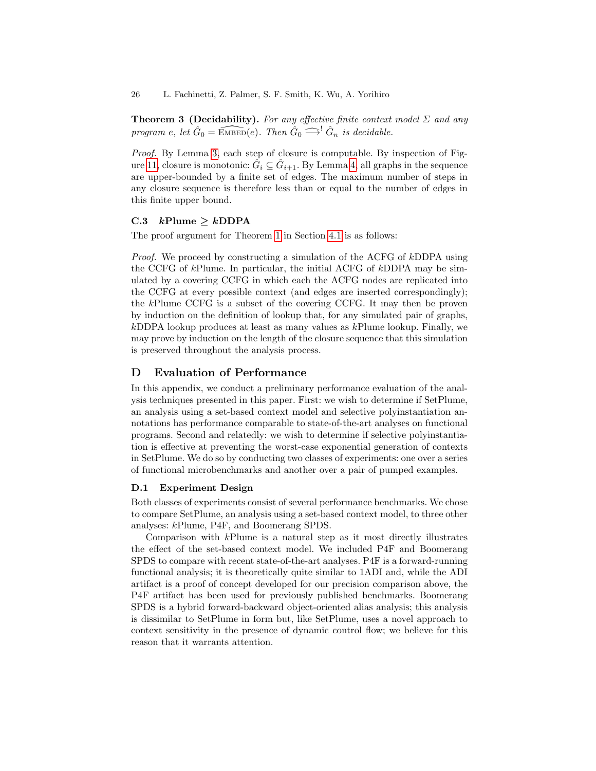**Theorem 3 (Decidability).** *For any effective finite context model $\Sigma$ and any program $e$, let $\hat{G}_0 = \widehat{\text{EMBED}}(e)$. Then $\hat{G}_0 \mathrel{\widehat{\longrightarrow}}^! \hat{G}_n$ is decidable.*

*Proof.* By Lemma 3, each step of closure is computable. By inspection of Figure 11, closure is monotonic: $\hat{G}_i \subseteq \hat{G}_{i+1}$. By Lemma 4, all graphs in the sequence are upper-bounded by a finite set of edges. The maximum number of steps in any closure sequence is therefore less than or equal to the number of edges in this finite upper bound.

### C.3 $k$Plume $\geq$ $k$DDPA

The proof argument for Theorem 1 in Section 4.1 is as follows:

*Proof.* We proceed by constructing a simulation of the ACFG of $k$DDPA using the CCFG of $k$Plume. In particular, the initial ACFG of $k$DDPA may be simulated by a covering CCFG in which each the ACFG nodes are replicated into the CCFG at every possible context (and edges are inserted correspondingly); the $k$Plume CCFG is a subset of the covering CCFG. It may then be proven by induction on the definition of lookup that, for any simulated pair of graphs, $k$DDPA lookup produces at least as many values as $k$Plume lookup. Finally, we may prove by induction on the length of the closure sequence that this simulation is preserved throughout the analysis process.

## D Evaluation of Performance

In this appendix, we conduct a preliminary performance evaluation of the analysis techniques presented in this paper. First: we wish to determine if SetPlume, an analysis using a set-based context model and selective polyinstantiation annotations has performance comparable to state-of-the-art analyses on functional programs. Second and relatedly: we wish to determine if selective polyinstantiation is effective at preventing the worst-case exponential generation of contexts in SetPlume. We do so by conducting two classes of experiments: one over a series of functional microbenchmarks and another over a pair of pumped examples.

### D.1 Experiment Design

Both classes of experiments consist of several performance benchmarks. We chose to compare SetPlume, an analysis using a set-based context model, to three other analyses: $k$Plume, P4F, and Boomerang SPDS.

Comparison with $k$Plume is a natural step as it most directly illustrates the effect of the set-based context model. We included P4F and Boomerang SPDS to compare with recent state-of-the-art analyses. P4F is a forward-running functional analysis; it is theoretically quite similar to 1ADI and, while the ADI artifact is a proof of concept developed for our precision comparison above, the P4F artifact has been used for previously published benchmarks. Boomerang SPDS is a hybrid forward-backward object-oriented alias analysis; this analysis is dissimilar to SetPlume in form but, like SetPlume, uses a novel approach to context sensitivity in the presence of dynamic control flow; we believe for this reason that it warrants attention.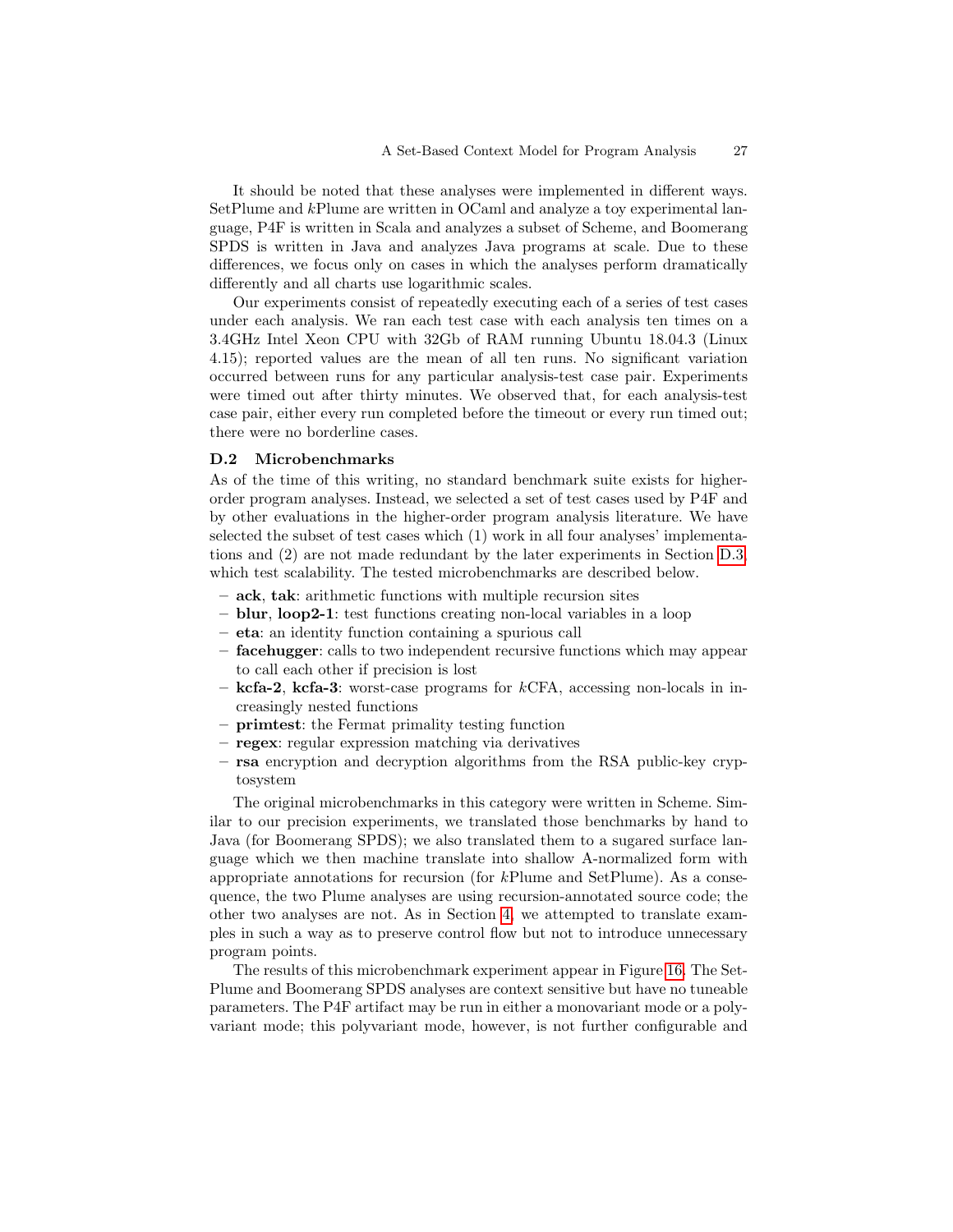It should be noted that these analyses were implemented in different ways. SetPlume and $k$Plume are written in OCaml and analyze a toy experimental language, P4F is written in Scala and analyzes a subset of Scheme, and Boomerang SPDS is written in Java and analyzes Java programs at scale. Due to these differences, we focus only on cases in which the analyses perform dramatically differently and all charts use logarithmic scales.

Our experiments consist of repeatedly executing each of a series of test cases under each analysis. We ran each test case with each analysis ten times on a 3.4GHz Intel Xeon CPU with 32Gb of RAM running Ubuntu 18.04.3 (Linux 4.15); reported values are the mean of all ten runs. No significant variation occurred between runs for any particular analysis-test case pair. Experiments were timed out after thirty minutes. We observed that, for each analysis-test case pair, either every run completed before the timeout or every run timed out; there were no borderline cases.

### D.2 Microbenchmarks

As of the time of this writing, no standard benchmark suite exists for higher-order program analyses. Instead, we selected a set of test cases used by P4F and by other evaluations in the higher-order program analysis literature. We have selected the subset of test cases which (1) work in all four analyses' implementations and (2) are not made redundant by the later experiments in Section D.3, which test scalability. The tested microbenchmarks are described below.

- **ack**, **tak**: arithmetic functions with multiple recursion sites
- **blur**, **loop2-1**: test functions creating non-local variables in a loop
- **eta**: an identity function containing a spurious call
- **facehugger**: calls to two independent recursive functions which may appear to call each other if precision is lost
- **kcfa-2**, **kcfa-3**: worst-case programs for $k$CFA, accessing non-locals in increasingly nested functions
- **primtest**: the Fermat primality testing function
- **regex**: regular expression matching via derivatives
- **rsa** encryption and decryption algorithms from the RSA public-key cryptosystem

The original microbenchmarks in this category were written in Scheme. Similar to our precision experiments, we translated those benchmarks by hand to Java (for Boomerang SPDS); we also translated them to a sugared surface language which we then machine translate into shallow A-normalized form with appropriate annotations for recursion (for $k$Plume and SetPlume). As a consequence, the two Plume analyses are using recursion-annotated source code; the other two analyses are not. As in Section 4, we attempted to translate examples in such a way as to preserve control flow but not to introduce unnecessary program points.

The results of this microbenchmark experiment appear in Figure 16. The SetPlume and Boomerang SPDS analyses are context sensitive but have no tuneable parameters. The P4F artifact may be run in either a monovariant mode or a polyvariant mode; this polyvariant mode, however, is not further configurable and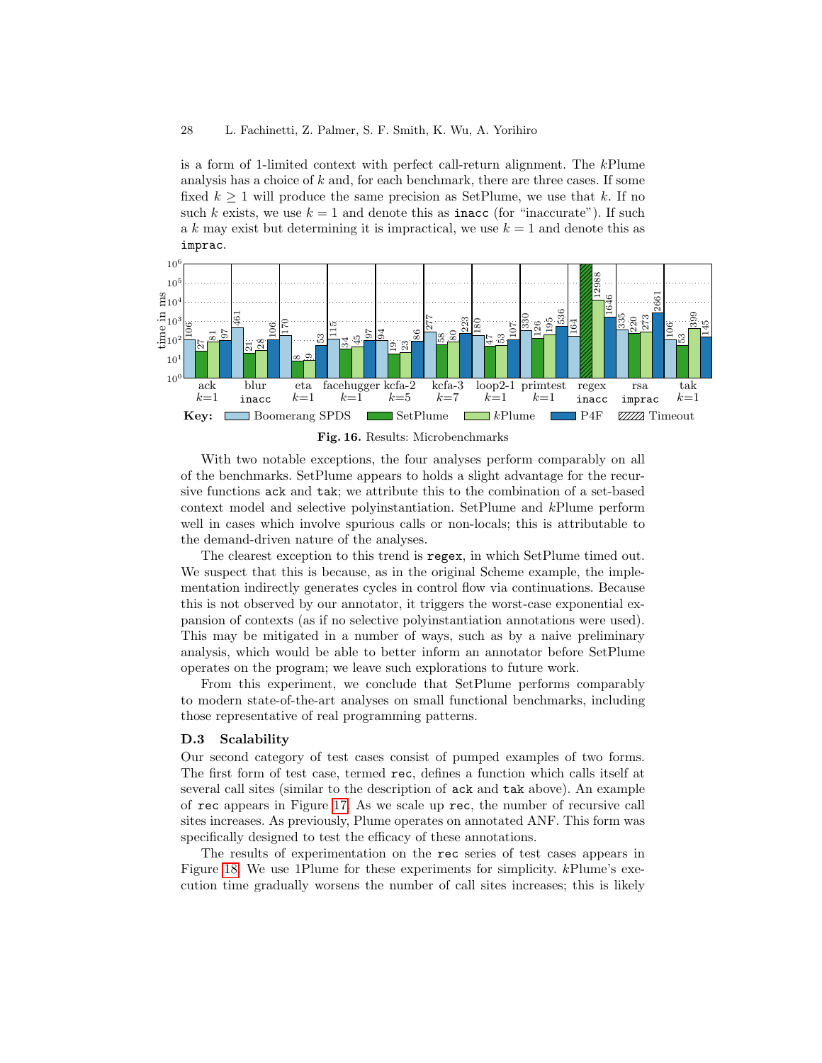is a form of 1-limited context with perfect call-return alignment. The $k$Plume analysis has a choice of $k$ and, for each benchmark, there are three cases. If some fixed $k \geq 1$ will produce the same precision as SetPlume, we use that $k$. If no such $k$ exists, we use $k = 1$ and denote this as `inacc` (for "inaccurate"). If such a $k$ may exist but determining it is impractical, we use $k = 1$ and denote this as `imprac`.

time in ms
$10^0$ $10^1$ $10^2$ $10^3$ $10^4$ $10^5$ $10^6$

ack $k$=1: 106, 27, 81, 97
blur `inacc`: 461, 21, 28, 106
eta $k$=1: 170, 8, 9, 53
facehugger $k$=1: 115, 34, 45, 97
kcfa-2 $k$=5: 94, 19, 23, 86
kcfa-3 $k$=7: 277, 58, 80, 223
loop2-1 $k$=1: 180, 47, 53, 107
primtest $k$=1: 330, 126, 195, 536
regex `inacc`: 164, 12988, 1646
rsa `imprac`: 335, 220, 273, 2661
tak $k$=1: 106, 53, 399, 145

**Key:** Boomerang SPDS, SetPlume, $k$Plume, P4F, Timeout

**Fig. 16.** Results: Microbenchmarks

With two notable exceptions, the four analyses perform comparably on all of the benchmarks. SetPlume appears to holds a slight advantage for the recursive functions `ack` and `tak`; we attribute this to the combination of a set-based context model and selective polyinstantiation. SetPlume and $k$Plume perform well in cases which involve spurious calls or non-locals; this is attributable to the demand-driven nature of the analyses.

The clearest exception to this trend is `regex`, in which SetPlume timed out. We suspect that this is because, as in the original Scheme example, the implementation indirectly generates cycles in control flow via continuations. Because this is not observed by our annotator, it triggers the worst-case exponential expansion of contexts (as if no selective polyinstantiation annotations were used). This may be mitigated in a number of ways, such as by a naive preliminary analysis, which would be able to better inform an annotator before SetPlume operates on the program; we leave such explorations to future work.

From this experiment, we conclude that SetPlume performs comparably to modern state-of-the-art analyses on small functional benchmarks, including those representative of real programming patterns.

### D.3 Scalability

Our second category of test cases consist of pumped examples of two forms. The first form of test case, termed `rec`, defines a function which calls itself at several call sites (similar to the description of `ack` and `tak` above). An example of `rec` appears in Figure 17. As we scale up `rec`, the number of recursive call sites increases. As previously, Plume operates on annotated ANF. This form was specifically designed to test the efficacy of these annotations.

The results of experimentation on the `rec` series of test cases appears in Figure 18. We use 1Plume for these experiments for simplicity. $k$Plume's execution time gradually worsens the number of call sites increases; this is likely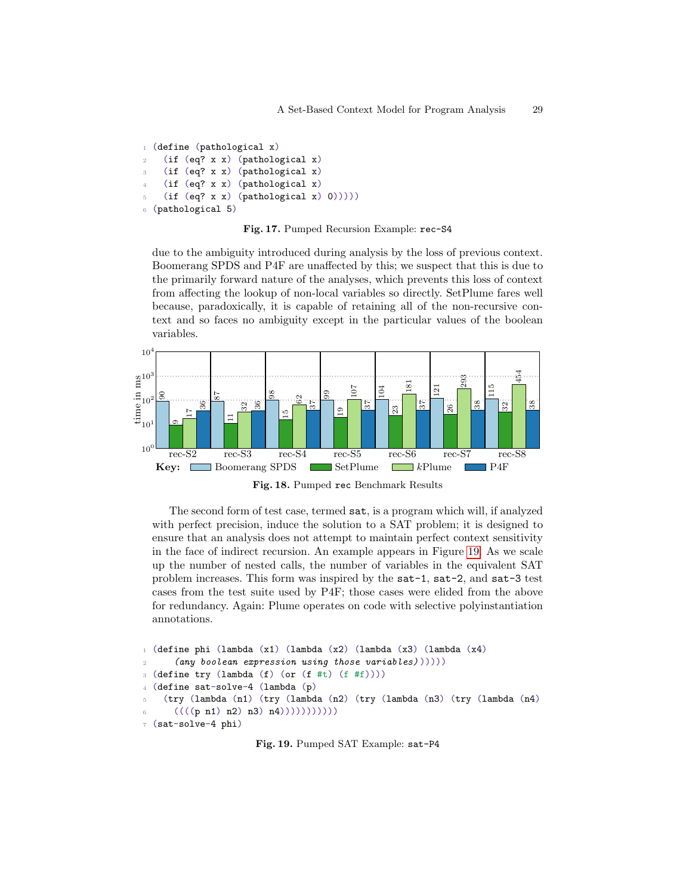```
1 (define (pathological x)
2   (if (eq? x x) (pathological x)
3   (if (eq? x x) (pathological x)
4   (if (eq? x x) (pathological x)
5   (if (eq? x x) (pathological x) 0)))))
6 (pathological 5)
```

**Fig. 17.** Pumped Recursion Example: `rec-S4`

due to the ambiguity introduced during analysis by the loss of previous context. Boomerang SPDS and P4F are unaffected by this; we suspect that this is due to the primarily forward nature of the analyses, which prevents this loss of context from affecting the lookup of non-local variables so directly. SetPlume fares well because, paradoxically, it is capable of retaining all of the non-recursive context and so faces no ambiguity except in the particular values of the boolean variables.

time in ms

$10^4$
$10^3$
$10^2$
$10^1$
$10^0$

rec-S2: 90, 9, 17, 36
rec-S3: 87, 11, 32, 36
rec-S4: 98, 15, 62, 37
rec-S5: 99, 19, 107, 37
rec-S6: 104, 23, 181, 37
rec-S7: 121, 26, 293, 38
rec-S8: 115, 32, 454, 38

**Key:** Boomerang SPDS, SetPlume, *k*Plume, P4F

**Fig. 18.** Pumped `rec` Benchmark Results

The second form of test case, termed `sat`, is a program which will, if analyzed with perfect precision, induce the solution to a SAT problem; it is designed to ensure that an analysis does not attempt to maintain perfect context sensitivity in the face of indirect recursion. An example appears in Figure 19. As we scale up the number of nested calls, the number of variables in the equivalent SAT problem increases. This form was inspired by the `sat-1`, `sat-2`, and `sat-3` test cases from the test suite used by P4F; those cases were elided from the above for redundancy. Again: Plume operates on code with selective polyinstantiation annotations.

```
1 (define phi (lambda (x1) (lambda (x2) (lambda (x3) (lambda (x4)
2     (any boolean expression using those variables))))))
3 (define try (lambda (f) (or (f #t) (f #f))))
4 (define sat-solve-4 (lambda (p)
5   (try (lambda (n1) (try (lambda (n2) (try (lambda (n3) (try (lambda (n4)
6     ((((p n1) n2) n3) n4)))))))))))
7 (sat-solve-4 phi)
```

**Fig. 19.** Pumped SAT Example: `sat-P4`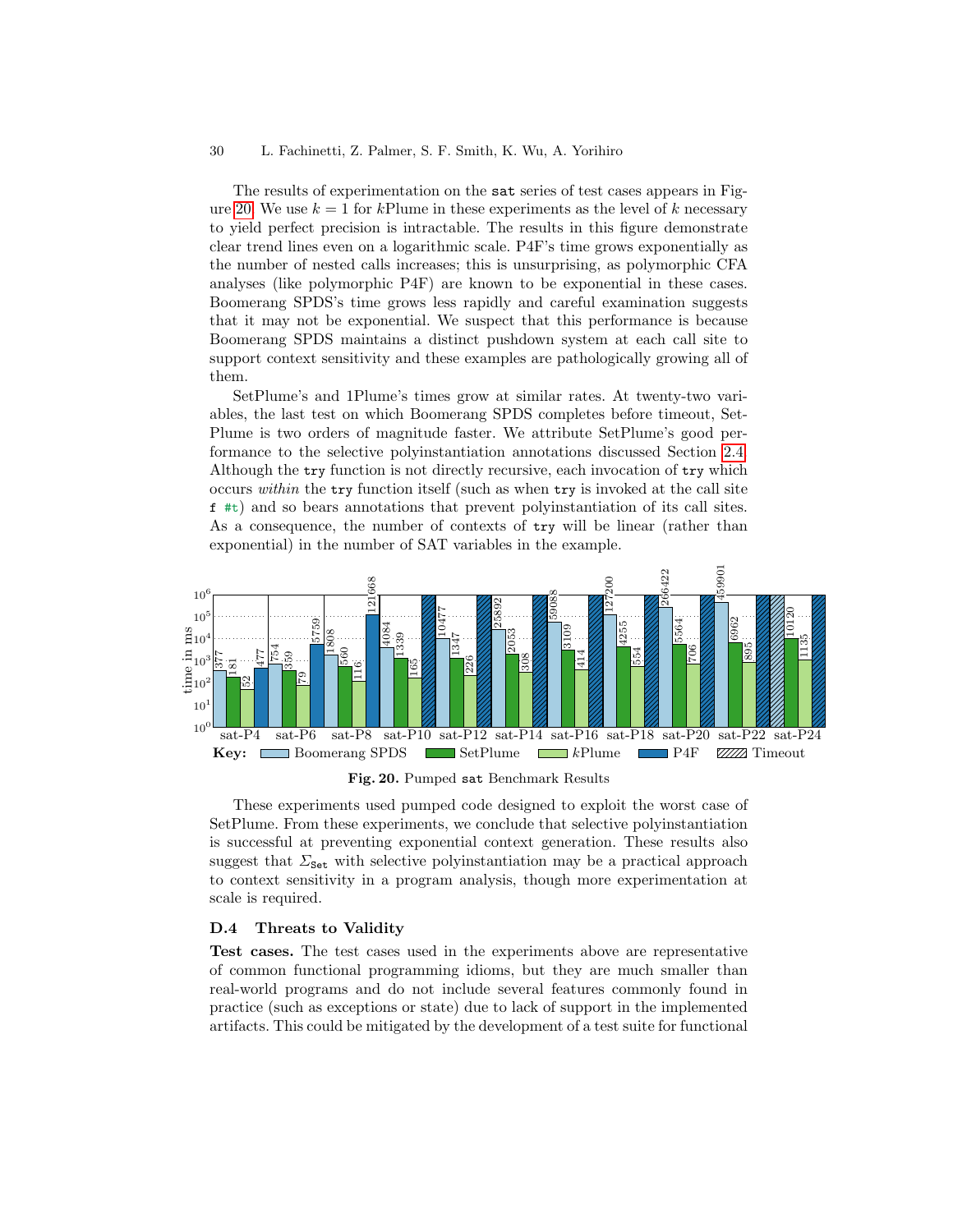The results of experimentation on the `sat` series of test cases appears in Figure 20. We use $k = 1$ for $k$Plume in these experiments as the level of $k$ necessary to yield perfect precision is intractable. The results in this figure demonstrate clear trend lines even on a logarithmic scale. P4F's time grows exponentially as the number of nested calls increases; this is unsurprising, as polymorphic CFA analyses (like polymorphic P4F) are known to be exponential in these cases. Boomerang SPDS's time grows less rapidly and careful examination suggests that it may not be exponential. We suspect that this performance is because Boomerang SPDS maintains a distinct pushdown system at each call site to support context sensitivity and these examples are pathologically growing all of them.

SetPlume's and 1Plume's times grow at similar rates. At twenty-two variables, the last test on which Boomerang SPDS completes before timeout, SetPlume is two orders of magnitude faster. We attribute SetPlume's good performance to the selective polyinstantiation annotations discussed Section 2.4. Although the `try` function is not directly recursive, each invocation of `try` which occurs *within* the `try` function itself (such as when `try` is invoked at the call site `f #t`) and so bears annotations that prevent polyinstantiation of its call sites. As a consequence, the number of contexts of `try` will be linear (rather than exponential) in the number of SAT variables in the example.

time in ms
$10^0$ $10^1$ $10^2$ $10^3$ $10^4$ $10^5$ $10^6$

sat-P4: 377, 181, 52, 477
sat-P6: 754, 359, 79, 5759
sat-P8: 1808, 560, 116, 121668
sat-P10: 4084, 1339, 165
sat-P12: 10477, 1347, 226
sat-P14: 25892, 2053, 308
sat-P16: 59088, 3109, 414
sat-P18: 127200, 4255, 554
sat-P20: 266422, 5564, 706
sat-P22: 459901, 6962, 895
sat-P24: 10120, 1135

**Key:** Boomerang SPDS, SetPlume, $k$Plume, P4F, Timeout

**Fig. 20.** Pumped `sat` Benchmark Results

These experiments used pumped code designed to exploit the worst case of SetPlume. From these experiments, we conclude that selective polyinstantiation is successful at preventing exponential context generation. These results also suggest that $\Sigma_{\texttt{Set}}$ with selective polyinstantiation may be a practical approach to context sensitivity in a program analysis, though more experimentation at scale is required.

### D.4 Threats to Validity

**Test cases.** The test cases used in the experiments above are representative of common functional programming idioms, but they are much smaller than real-world programs and do not include several features commonly found in practice (such as exceptions or state) due to lack of support in the implemented artifacts. This could be mitigated by the development of a test suite for functional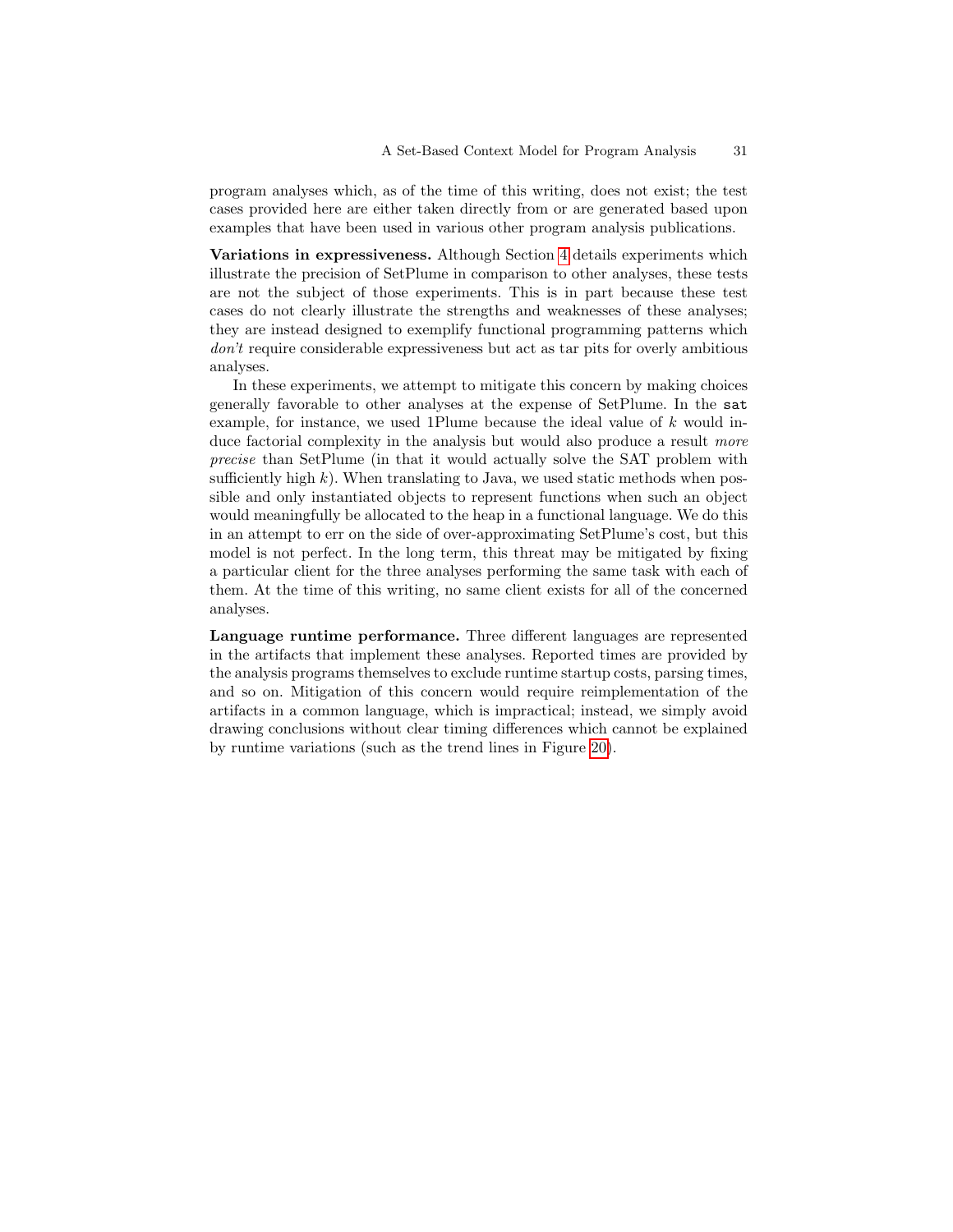program analyses which, as of the time of this writing, does not exist; the test cases provided here are either taken directly from or are generated based upon examples that have been used in various other program analysis publications.

**Variations in expressiveness.** Although Section 4 details experiments which illustrate the precision of SetPlume in comparison to other analyses, these tests are not the subject of those experiments. This is in part because these test cases do not clearly illustrate the strengths and weaknesses of these analyses; they are instead designed to exemplify functional programming patterns which *don't* require considerable expressiveness but act as tar pits for overly ambitious analyses.

In these experiments, we attempt to mitigate this concern by making choices generally favorable to other analyses at the expense of SetPlume. In the `sat` example, for instance, we used 1Plume because the ideal value of $k$ would induce factorial complexity in the analysis but would also produce a result *more precise* than SetPlume (in that it would actually solve the SAT problem with sufficiently high $k$). When translating to Java, we used static methods when possible and only instantiated objects to represent functions when such an object would meaningfully be allocated to the heap in a functional language. We do this in an attempt to err on the side of over-approximating SetPlume's cost, but this model is not perfect. In the long term, this threat may be mitigated by fixing a particular client for the three analyses performing the same task with each of them. At the time of this writing, no same client exists for all of the concerned analyses.

**Language runtime performance.** Three different languages are represented in the artifacts that implement these analyses. Reported times are provided by the analysis programs themselves to exclude runtime startup costs, parsing times, and so on. Mitigation of this concern would require reimplementation of the artifacts in a common language, which is impractical; instead, we simply avoid drawing conclusions without clear timing differences which cannot be explained by runtime variations (such as the trend lines in Figure 20).